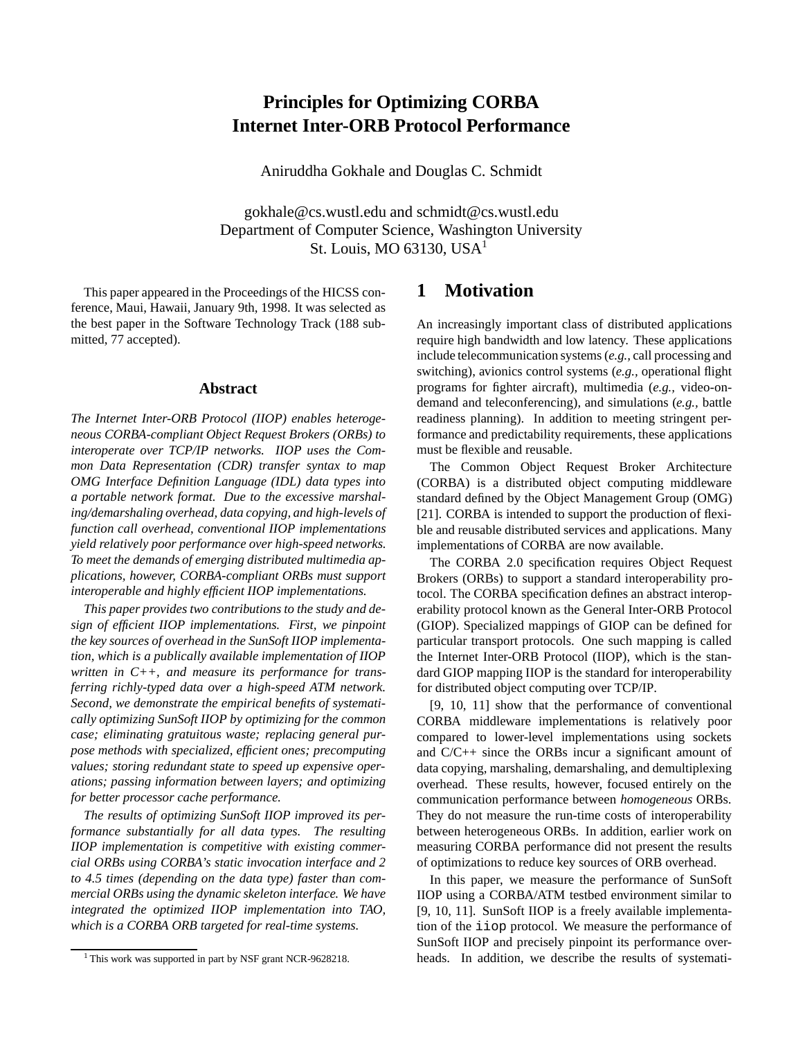# Principles for Optimizing CORBA Internet Inter-ORB Protocol Performance

Aniruddha Gokhale and Douglas C. Schmidt

gokhale@cs.wustl.edu and schmidt@cs.wustl.edu
Department of Computer Science, Washington University
St. Louis, MO 63130, USA[1]

This paper appeared in the Proceedings of the HICSS conference, Maui, Hawaii, January 9th, 1998. It was selected as the best paper in the Software Technology Track (188 submitted, 77 accepted).

## Abstract

*The Internet Inter-ORB Protocol (IIOP) enables heterogeneous CORBA-compliant Object Request Brokers (ORBs) to interoperate over TCP/IP networks. IIOP uses the Common Data Representation (CDR) transfer syntax to map OMG Interface Definition Language (IDL) data types into a portable network format. Due to the excessive marshaling/demarshaling overhead, data copying, and high-levels of function call overhead, conventional IIOP implementations yield relatively poor performance over high-speed networks. To meet the demands of emerging distributed multimedia applications, however, CORBA-compliant ORBs must support interoperable and highly efficient IIOP implementations.*

*This paper provides two contributions to the study and design of efficient IIOP implementations. First, we pinpoint the key sources of overhead in the SunSoft IIOP implementation, which is a publically available implementation of IIOP written in C++, and measure its performance for transferring richly-typed data over a high-speed ATM network. Second, we demonstrate the empirical benefits of systematically optimizing SunSoft IIOP by optimizing for the common case; eliminating gratuitous waste; replacing general purpose methods with specialized, efficient ones; precomputing values; storing redundant state to speed up expensive operations; passing information between layers; and optimizing for better processor cache performance.*

*The results of optimizing SunSoft IIOP improved its performance substantially for all data types. The resulting IIOP implementation is competitive with existing commercial ORBs using CORBA's static invocation interface and 2 to 4.5 times (depending on the data type) faster than commercial ORBs using the dynamic skeleton interface. We have integrated the optimized IIOP implementation into TAO, which is a CORBA ORB targeted for real-time systems.*

[1] This work was supported in part by NSF grant NCR-9628218.

## 1 Motivation

An increasingly important class of distributed applications require high bandwidth and low latency. These applications include telecommunication systems (*e.g.,* call processing and switching), avionics control systems (*e.g.,* operational flight programs for fighter aircraft), multimedia (*e.g.,* video-on-demand and teleconferencing), and simulations (*e.g.,* battle readiness planning). In addition to meeting stringent performance and predictability requirements, these applications must be flexible and reusable.

The Common Object Request Broker Architecture (CORBA) is a distributed object computing middleware standard defined by the Object Management Group (OMG) [21]. CORBA is intended to support the production of flexible and reusable distributed services and applications. Many implementations of CORBA are now available.

The CORBA 2.0 specification requires Object Request Brokers (ORBs) to support a standard interoperability protocol. The CORBA specification defines an abstract interoperability protocol known as the General Inter-ORB Protocol (GIOP). Specialized mappings of GIOP can be defined for particular transport protocols. One such mapping is called the Internet Inter-ORB Protocol (IIOP), which is the standard GIOP mapping IIOP is the standard for interoperability for distributed object computing over TCP/IP.

[9, 10, 11] show that the performance of conventional CORBA middleware implementations is relatively poor compared to lower-level implementations using sockets and C/C++ since the ORBs incur a significant amount of data copying, marshaling, demarshaling, and demultiplexing overhead. These results, however, focused entirely on the communication performance between *homogeneous* ORBs. They do not measure the run-time costs of interoperability between heterogeneous ORBs. In addition, earlier work on measuring CORBA performance did not present the results of optimizations to reduce key sources of ORB overhead.

In this paper, we measure the performance of SunSoft IIOP using a CORBA/ATM testbed environment similar to [9, 10, 11]. SunSoft IIOP is a freely available implementation of the `iiop` protocol. We measure the performance of SunSoft IIOP and precisely pinpoint its performance overheads. In addition, we describe the results of systemati-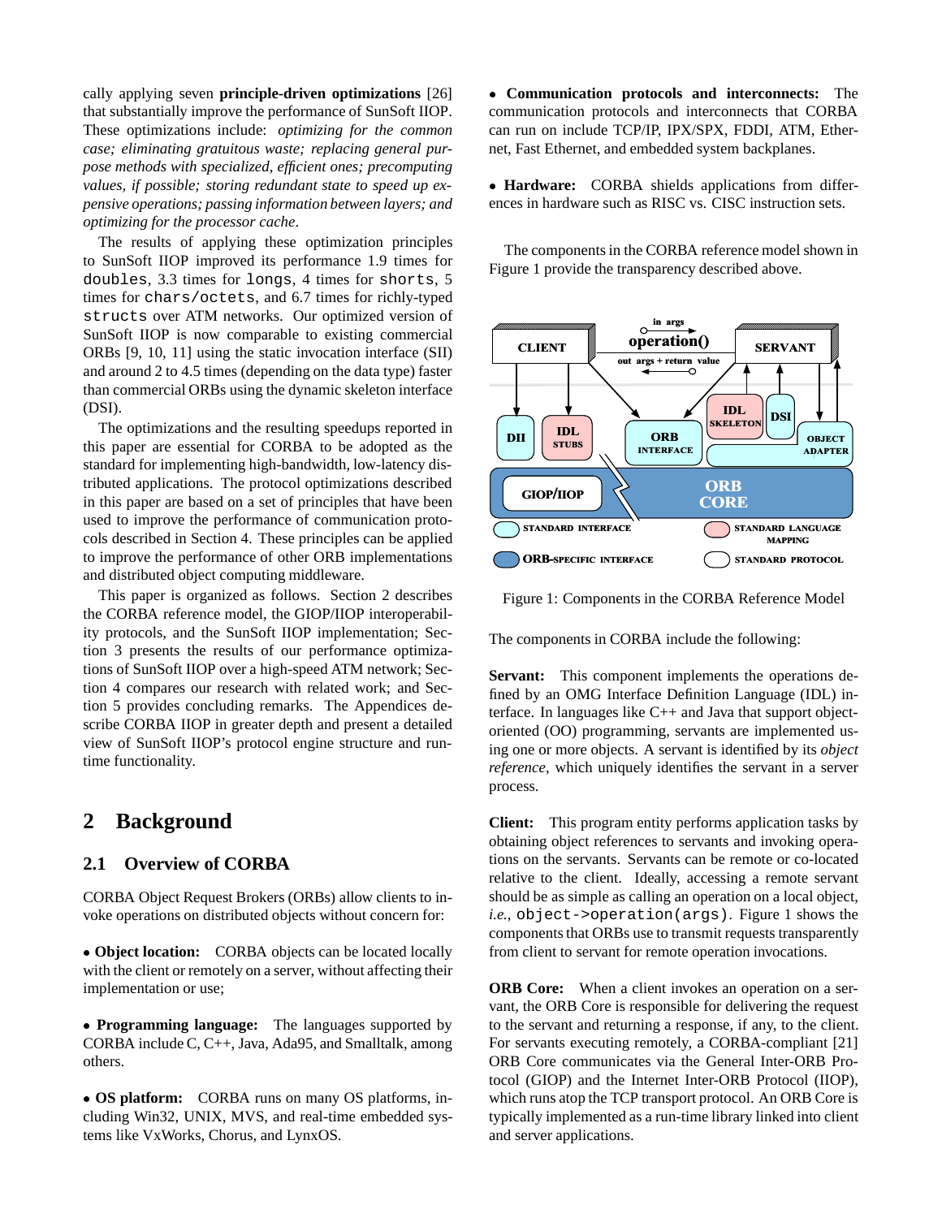cally applying seven **principle-driven optimizations** [26] that substantially improve the performance of SunSoft IIOP. These optimizations include: *optimizing for the common case; eliminating gratuitous waste; replacing general purpose methods with specialized, efficient ones; precomputing values, if possible; storing redundant state to speed up expensive operations; passing information between layers; and optimizing for the processor cache*.

The results of applying these optimization principles to SunSoft IIOP improved its performance 1.9 times for `doubles`, 3.3 times for `longs`, 4 times for `shorts`, 5 times for `chars/octets`, and 6.7 times for richly-typed `structs` over ATM networks. Our optimized version of SunSoft IIOP is now comparable to existing commercial ORBs [9, 10, 11] using the static invocation interface (SII) and around 2 to 4.5 times (depending on the data type) faster than commercial ORBs using the dynamic skeleton interface (DSI).

The optimizations and the resulting speedups reported in this paper are essential for CORBA to be adopted as the standard for implementing high-bandwidth, low-latency distributed applications. The protocol optimizations described in this paper are based on a set of principles that have been used to improve the performance of communication protocols described in Section 4. These principles can be applied to improve the performance of other ORB implementations and distributed object computing middleware.

This paper is organized as follows. Section 2 describes the CORBA reference model, the GIOP/IIOP interoperability protocols, and the SunSoft IIOP implementation; Section 3 presents the results of our performance optimizations of SunSoft IIOP over a high-speed ATM network; Section 4 compares our research with related work; and Section 5 provides concluding remarks. The Appendices describe CORBA IIOP in greater depth and present a detailed view of SunSoft IIOP's protocol engine structure and runtime functionality.

## 2 Background

### 2.1 Overview of CORBA

CORBA Object Request Brokers (ORBs) allow clients to invoke operations on distributed objects without concern for:

- **Object location:** CORBA objects can be located locally with the client or remotely on a server, without affecting their implementation or use;

- **Programming language:** The languages supported by CORBA include C, C++, Java, Ada95, and Smalltalk, among others.

- **OS platform:** CORBA runs on many OS platforms, including Win32, UNIX, MVS, and real-time embedded systems like VxWorks, Chorus, and LynxOS.

- **Communication protocols and interconnects:** The communication protocols and interconnects that CORBA can run on include TCP/IP, IPX/SPX, FDDI, ATM, Ethernet, Fast Ethernet, and embedded system backplanes.

- **Hardware:** CORBA shields applications from differences in hardware such as RISC vs. CISC instruction sets.

The components in the CORBA reference model shown in Figure 1 provide the transparency described above.

Figure 1: Components in the CORBA Reference Model

The components in CORBA include the following:

**Servant:** This component implements the operations defined by an OMG Interface Definition Language (IDL) interface. In languages like C++ and Java that support object-oriented (OO) programming, servants are implemented using one or more objects. A servant is identified by its *object reference*, which uniquely identifies the servant in a server process.

**Client:** This program entity performs application tasks by obtaining object references to servants and invoking operations on the servants. Servants can be remote or co-located relative to the client. Ideally, accessing a remote servant should be as simple as calling an operation on a local object, *i.e.,* `object->operation(args)`. Figure 1 shows the components that ORBs use to transmit requests transparently from client to servant for remote operation invocations.

**ORB Core:** When a client invokes an operation on a servant, the ORB Core is responsible for delivering the request to the servant and returning a response, if any, to the client. For servants executing remotely, a CORBA-compliant [21] ORB Core communicates via the General Inter-ORB Protocol (GIOP) and the Internet Inter-ORB Protocol (IIOP), which runs atop the TCP transport protocol. An ORB Core is typically implemented as a run-time library linked into client and server applications.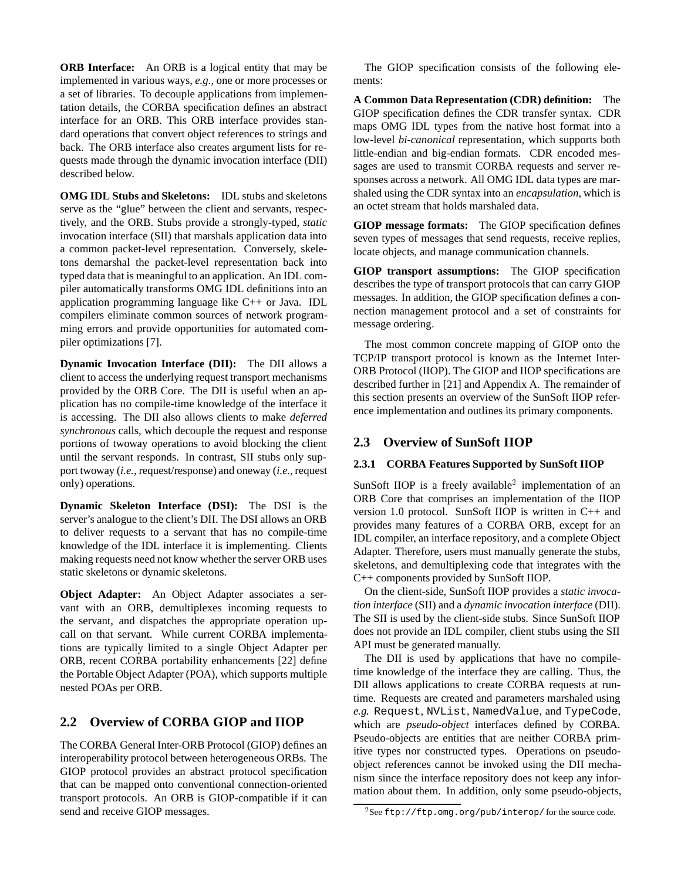**ORB Interface:** An ORB is a logical entity that may be implemented in various ways, *e.g.,* one or more processes or a set of libraries. To decouple applications from implementation details, the CORBA specification defines an abstract interface for an ORB. This ORB interface provides standard operations that convert object references to strings and back. The ORB interface also creates argument lists for requests made through the dynamic invocation interface (DII) described below.

**OMG IDL Stubs and Skeletons:** IDL stubs and skeletons serve as the "glue" between the client and servants, respectively, and the ORB. Stubs provide a strongly-typed, *static* invocation interface (SII) that marshals application data into a common packet-level representation. Conversely, skeletons demarshal the packet-level representation back into typed data that is meaningful to an application. An IDL compiler automatically transforms OMG IDL definitions into an application programming language like C++ or Java. IDL compilers eliminate common sources of network programming errors and provide opportunities for automated compiler optimizations [7].

**Dynamic Invocation Interface (DII):** The DII allows a client to access the underlying request transport mechanisms provided by the ORB Core. The DII is useful when an application has no compile-time knowledge of the interface it is accessing. The DII also allows clients to make *deferred synchronous* calls, which decouple the request and response portions of twoway operations to avoid blocking the client until the servant responds. In contrast, SII stubs only support twoway (*i.e.,* request/response) and oneway (*i.e.,* request only) operations.

**Dynamic Skeleton Interface (DSI):** The DSI is the server's analogue to the client's DII. The DSI allows an ORB to deliver requests to a servant that has no compile-time knowledge of the IDL interface it is implementing. Clients making requests need not know whether the server ORB uses static skeletons or dynamic skeletons.

**Object Adapter:** An Object Adapter associates a servant with an ORB, demultiplexes incoming requests to the servant, and dispatches the appropriate operation upcall on that servant. While current CORBA implementations are typically limited to a single Object Adapter per ORB, recent CORBA portability enhancements [22] define the Portable Object Adapter (POA), which supports multiple nested POAs per ORB.

## 2.2 Overview of CORBA GIOP and IIOP

The CORBA General Inter-ORB Protocol (GIOP) defines an interoperability protocol between heterogeneous ORBs. The GIOP protocol provides an abstract protocol specification that can be mapped onto conventional connection-oriented transport protocols. An ORB is GIOP-compatible if it can send and receive GIOP messages.

The GIOP specification consists of the following elements:

**A Common Data Representation (CDR) definition:** The GIOP specification defines the CDR transfer syntax. CDR maps OMG IDL types from the native host format into a low-level *bi-canonical* representation, which supports both little-endian and big-endian formats. CDR encoded messages are used to transmit CORBA requests and server responses across a network. All OMG IDL data types are marshaled using the CDR syntax into an *encapsulation*, which is an octet stream that holds marshaled data.

**GIOP message formats:** The GIOP specification defines seven types of messages that send requests, receive replies, locate objects, and manage communication channels.

**GIOP transport assumptions:** The GIOP specification describes the type of transport protocols that can carry GIOP messages. In addition, the GIOP specification defines a connection management protocol and a set of constraints for message ordering.

The most common concrete mapping of GIOP onto the TCP/IP transport protocol is known as the Internet Inter-ORB Protocol (IIOP). The GIOP and IIOP specifications are described further in [21] and Appendix A. The remainder of this section presents an overview of the SunSoft IIOP reference implementation and outlines its primary components.

## 2.3 Overview of SunSoft IIOP

### 2.3.1 CORBA Features Supported by SunSoft IIOP

SunSoft IIOP is a freely available[2] implementation of an ORB Core that comprises an implementation of the IIOP version 1.0 protocol. SunSoft IIOP is written in C++ and provides many features of a CORBA ORB, except for an IDL compiler, an interface repository, and a complete Object Adapter. Therefore, users must manually generate the stubs, skeletons, and demultiplexing code that integrates with the C++ components provided by SunSoft IIOP.

On the client-side, SunSoft IIOP provides a *static invocation interface* (SII) and a *dynamic invocation interface* (DII). The SII is used by the client-side stubs. Since SunSoft IIOP does not provide an IDL compiler, client stubs using the SII API must be generated manually.

The DII is used by applications that have no compile-time knowledge of the interface they are calling. Thus, the DII allows applications to create CORBA requests at run-time. Requests are created and parameters marshaled using *e.g.* `Request`, `NVList`, `NamedValue`, and `TypeCode`, which are *pseudo-object* interfaces defined by CORBA. Pseudo-objects are entities that are neither CORBA primitive types nor constructed types. Operations on pseudo-object references cannot be invoked using the DII mechanism since the interface repository does not keep any information about them. In addition, only some pseudo-objects,

[2] See `ftp://ftp.omg.org/pub/interop/` for the source code.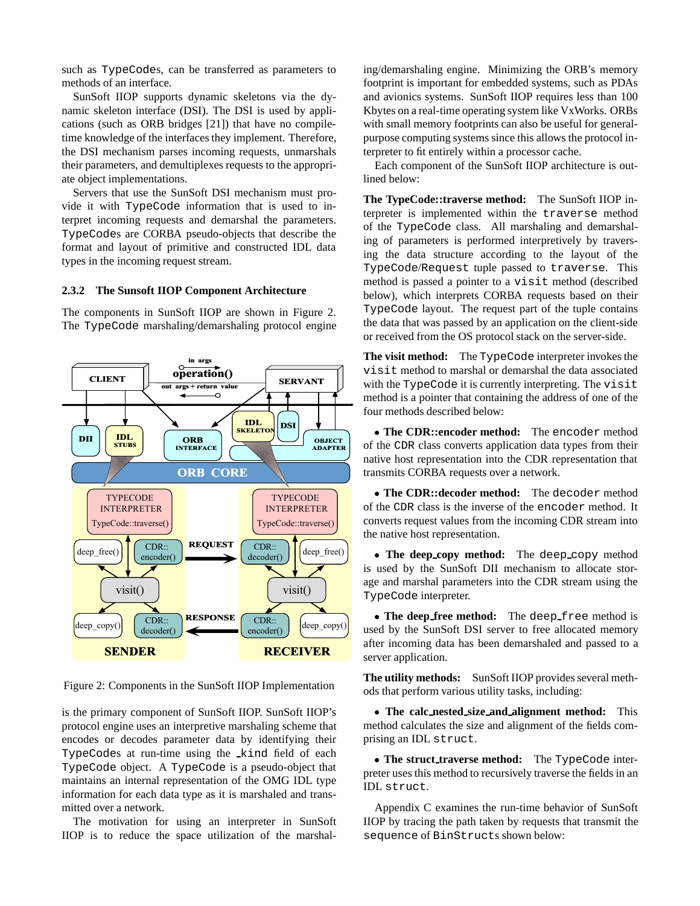such as TypeCodes, can be transferred as parameters to methods of an interface.

SunSoft IIOP supports dynamic skeletons via the dynamic skeleton interface (DSI). The DSI is used by applications (such as ORB bridges [21]) that have no compile-time knowledge of the interfaces they implement. Therefore, the DSI mechanism parses incoming requests, unmarshals their parameters, and demultiplexes requests to the appropriate object implementations.

Servers that use the SunSoft DSI mechanism must provide it with TypeCode information that is used to interpret incoming requests and demarshal the parameters. TypeCodes are CORBA pseudo-objects that describe the format and layout of primitive and constructed IDL data types in the incoming request stream.

### 2.3.2 The Sunsoft IIOP Component Architecture

The components in SunSoft IIOP are shown in Figure 2. The TypeCode marshaling/demarshaling protocol engine is the primary component of SunSoft IIOP. SunSoft IIOP's protocol engine uses an interpretive marshaling scheme that encodes or decodes parameter data by identifying their TypeCodes at run-time using the _kind field of each TypeCode object. A TypeCode is a pseudo-object that maintains an internal representation of the OMG IDL type information for each data type as it is marshaled and transmitted over a network.

Figure 2: Components in the SunSoft IIOP Implementation

The motivation for using an interpreter in SunSoft IIOP is to reduce the space utilization of the marshaling/demarshaling engine. Minimizing the ORB's memory footprint is important for embedded systems, such as PDAs and avionics systems. SunSoft IIOP requires less than 100 Kbytes on a real-time operating system like VxWorks. ORBs with small memory footprints can also be useful for general-purpose computing systems since this allows the protocol interpreter to fit entirely within a processor cache.

Each component of the SunSoft IIOP architecture is outlined below:

**The TypeCode::traverse method:** The SunSoft IIOP interpreter is implemented within the traverse method of the TypeCode class. All marshaling and demarshaling of parameters is performed interpretively by traversing the data structure according to the layout of the TypeCode/Request tuple passed to traverse. This method is passed a pointer to a visit method (described below), which interprets CORBA requests based on their TypeCode layout. The request part of the tuple contains the data that was passed by an application on the client-side or received from the OS protocol stack on the server-side.

**The visit method:** The TypeCode interpreter invokes the visit method to marshal or demarshal the data associated with the TypeCode it is currently interpreting. The visit method is a pointer that containing the address of one of the four methods described below:

- **The CDR::encoder method:** The encoder method of the CDR class converts application data types from their native host representation into the CDR representation that transmits CORBA requests over a network.

- **The CDR::decoder method:** The decoder method of the CDR class is the inverse of the encoder method. It converts request values from the incoming CDR stream into the native host representation.

- **The deep_copy method:** The deep_copy method is used by the SunSoft DII mechanism to allocate storage and marshal parameters into the CDR stream using the TypeCode interpreter.

- **The deep_free method:** The deep_free method is used by the SunSoft DSI server to free allocated memory after incoming data has been demarshaled and passed to a server application.

**The utility methods:** SunSoft IIOP provides several methods that perform various utility tasks, including:

- **The calc_nested_size_and_alignment method:** This method calculates the size and alignment of the fields comprising an IDL struct.

- **The struct_traverse method:** The TypeCode interpreter uses this method to recursively traverse the fields in an IDL struct.

Appendix C examines the run-time behavior of SunSoft IIOP by tracing the path taken by requests that transmit the sequence of BinStructs shown below: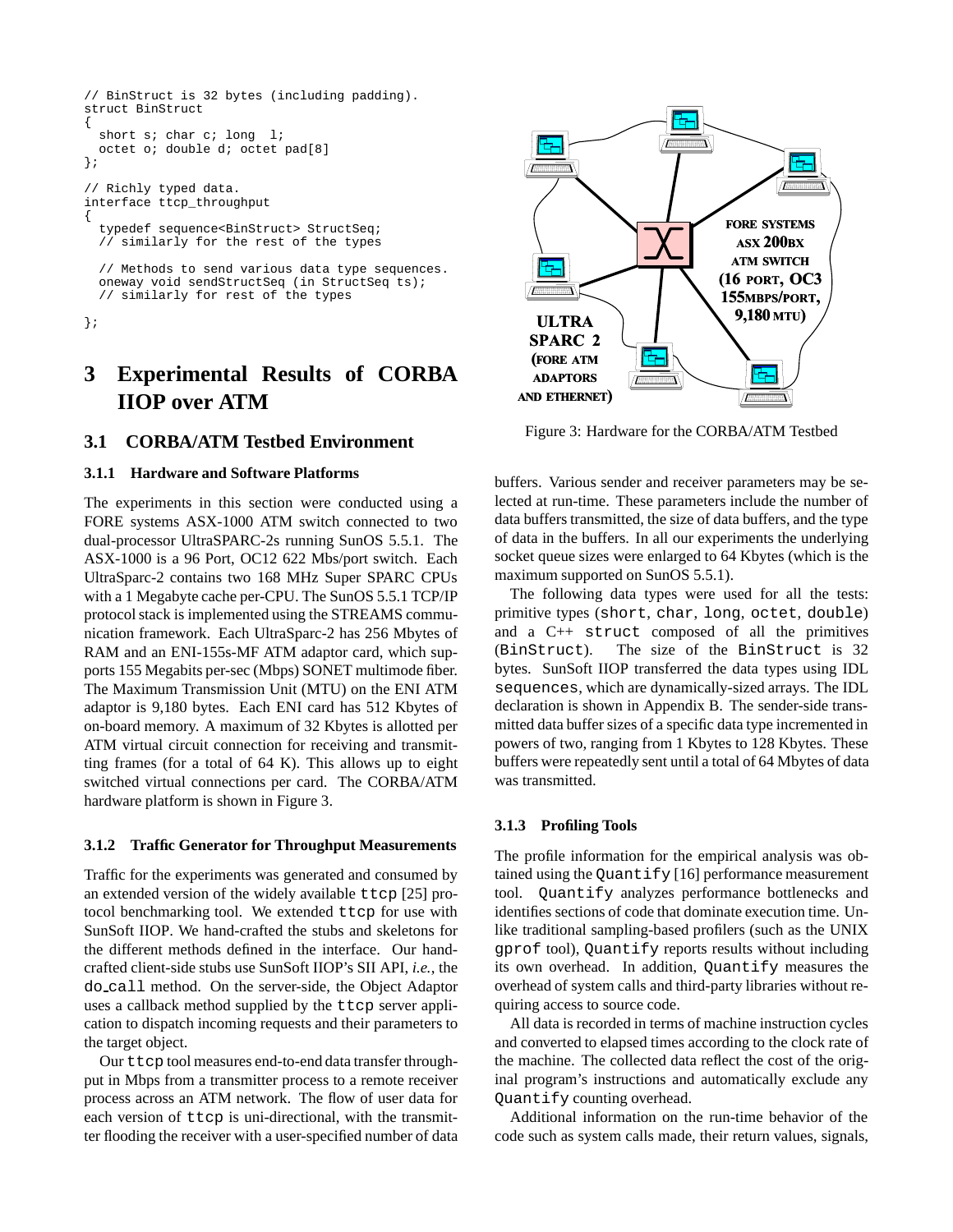```
// BinStruct is 32 bytes (including padding).
struct BinStruct
{
  short s; char c; long  l;
  octet o; double d; octet pad[8]
};

// Richly typed data.
interface ttcp_throughput
{
  typedef sequence<BinStruct> StructSeq;
  // similarly for the rest of the types

  // Methods to send various data type sequences.
  oneway void sendStructSeq (in StructSeq ts);
  // similarly for rest of the types

};
```

# 3 Experimental Results of CORBA IIOP over ATM

## 3.1 CORBA/ATM Testbed Environment

### 3.1.1 Hardware and Software Platforms

The experiments in this section were conducted using a FORE systems ASX-1000 ATM switch connected to two dual-processor UltraSPARC-2s running SunOS 5.5.1. The ASX-1000 is a 96 Port, OC12 622 Mbs/port switch. Each UltraSparc-2 contains two 168 MHz Super SPARC CPUs with a 1 Megabyte cache per-CPU. The SunOS 5.5.1 TCP/IP protocol stack is implemented using the STREAMS communication framework. Each UltraSparc-2 has 256 Mbytes of RAM and an ENI-155s-MF ATM adaptor card, which supports 155 Megabits per-sec (Mbps) SONET multimode fiber. The Maximum Transmission Unit (MTU) on the ENI ATM adaptor is 9,180 bytes. Each ENI card has 512 Kbytes of on-board memory. A maximum of 32 Kbytes is allotted per ATM virtual circuit connection for receiving and transmitting frames (for a total of 64 K). This allows up to eight switched virtual connections per card. The CORBA/ATM hardware platform is shown in Figure 3.

FORE SYSTEMS ASX 200BX ATM SWITCH (16 PORT, OC3 155MBPS/PORT, 9,180 MTU)

ULTRA SPARC 2 (FORE ATM ADAPTORS AND ETHERNET)

Figure 3: Hardware for the CORBA/ATM Testbed

### 3.1.2 Traffic Generator for Throughput Measurements

Traffic for the experiments was generated and consumed by an extended version of the widely available `ttcp` [25] protocol benchmarking tool. We extended `ttcp` for use with SunSoft IIOP. We hand-crafted the stubs and skeletons for the different methods defined in the interface. Our hand-crafted client-side stubs use SunSoft IIOP's SII API, *i.e.*, the `do_call` method. On the server-side, the Object Adaptor uses a callback method supplied by the `ttcp` server application to dispatch incoming requests and their parameters to the target object.

Our `ttcp` tool measures end-to-end data transfer throughput in Mbps from a transmitter process to a remote receiver process across an ATM network. The flow of user data for each version of `ttcp` is uni-directional, with the transmitter flooding the receiver with a user-specified number of data buffers. Various sender and receiver parameters may be selected at run-time. These parameters include the number of data buffers transmitted, the size of data buffers, and the type of data in the buffers. In all our experiments the underlying socket queue sizes were enlarged to 64 Kbytes (which is the maximum supported on SunOS 5.5.1).

The following data types were used for all the tests: primitive types (`short`, `char`, `long`, `octet`, `double`) and a C++ `struct` composed of all the primitives (`BinStruct`). The size of the `BinStruct` is 32 bytes. SunSoft IIOP transferred the data types using IDL `sequences`, which are dynamically-sized arrays. The IDL declaration is shown in Appendix B. The sender-side transmitted data buffer sizes of a specific data type incremented in powers of two, ranging from 1 Kbytes to 128 Kbytes. These buffers were repeatedly sent until a total of 64 Mbytes of data was transmitted.

### 3.1.3 Profiling Tools

The profile information for the empirical analysis was obtained using the `Quantify` [16] performance measurement tool. `Quantify` analyzes performance bottlenecks and identifies sections of code that dominate execution time. Unlike traditional sampling-based profilers (such as the UNIX `gprof` tool), `Quantify` reports results without including its own overhead. In addition, `Quantify` measures the overhead of system calls and third-party libraries without requiring access to source code.

All data is recorded in terms of machine instruction cycles and converted to elapsed times according to the clock rate of the machine. The collected data reflect the cost of the original program's instructions and automatically exclude any `Quantify` counting overhead.

Additional information on the run-time behavior of the code such as system calls made, their return values, signals,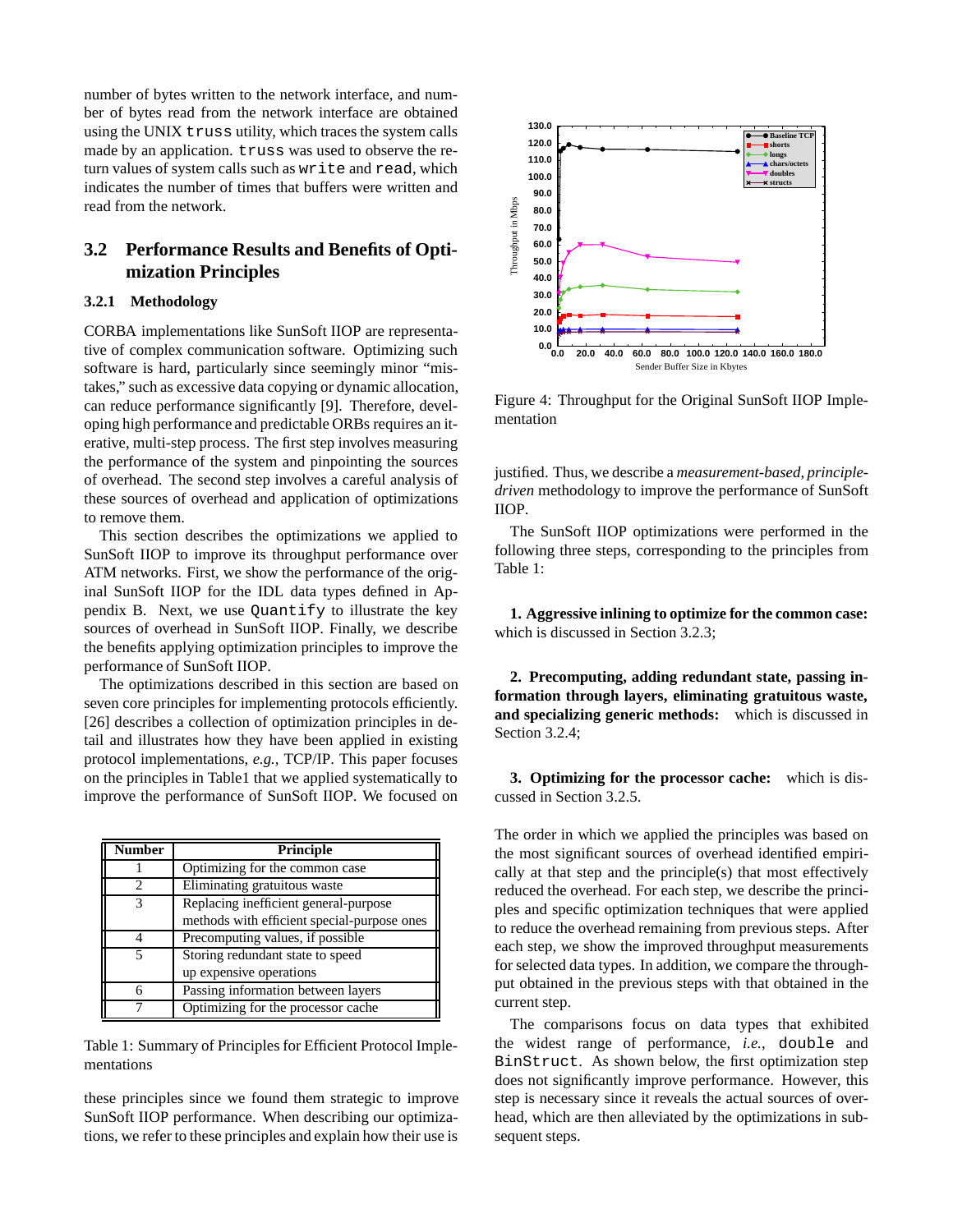number of bytes written to the network interface, and number of bytes read from the network interface are obtained using the UNIX `truss` utility, which traces the system calls made by an application. `truss` was used to observe the return values of system calls such as `write` and `read`, which indicates the number of times that buffers were written and read from the network.

## 3.2 Performance Results and Benefits of Optimization Principles

### 3.2.1 Methodology

CORBA implementations like SunSoft IIOP are representative of complex communication software. Optimizing such software is hard, particularly since seemingly minor "mistakes," such as excessive data copying or dynamic allocation, can reduce performance significantly [9]. Therefore, developing high performance and predictable ORBs requires an iterative, multi-step process. The first step involves measuring the performance of the system and pinpointing the sources of overhead. The second step involves a careful analysis of these sources of overhead and application of optimizations to remove them.

This section describes the optimizations we applied to SunSoft IIOP to improve its throughput performance over ATM networks. First, we show the performance of the original SunSoft IIOP for the IDL data types defined in Appendix B. Next, we use `Quantify` to illustrate the key sources of overhead in SunSoft IIOP. Finally, we describe the benefits applying optimization principles to improve the performance of SunSoft IIOP.

The optimizations described in this section are based on seven core principles for implementing protocols efficiently. [26] describes a collection of optimization principles in detail and illustrates how they have been applied in existing protocol implementations, *e.g.*, TCP/IP. This paper focuses on the principles in Table1 that we applied systematically to improve the performance of SunSoft IIOP. We focused on these principles since we found them strategic to improve SunSoft IIOP performance. When describing our optimizations, we refer to these principles and explain how their use is justified. Thus, we describe a *measurement-based, principle-driven* methodology to improve the performance of SunSoft IIOP.

| Number | Principle |
|---|---|
| 1 | Optimizing for the common case |
| 2 | Eliminating gratuitous waste |
| 3 | Replacing inefficient general-purpose methods with efficient special-purpose ones |
| 4 | Precomputing values, if possible |
| 5 | Storing redundant state to speed up expensive operations |
| 6 | Passing information between layers |
| 7 | Optimizing for the processor cache |

Table 1: Summary of Principles for Efficient Protocol Implementations

Figure 4: Throughput for the Original SunSoft IIOP Implementation

The SunSoft IIOP optimizations were performed in the following three steps, corresponding to the principles from Table 1:

**1. Aggressive inlining to optimize for the common case:** which is discussed in Section 3.2.3;

**2. Precomputing, adding redundant state, passing information through layers, eliminating gratuitous waste, and specializing generic methods:** which is discussed in Section 3.2.4;

**3. Optimizing for the processor cache:** which is discussed in Section 3.2.5.

The order in which we applied the principles was based on the most significant sources of overhead identified empirically at that step and the principle(s) that most effectively reduced the overhead. For each step, we describe the principles and specific optimization techniques that were applied to reduce the overhead remaining from previous steps. After each step, we show the improved throughput measurements for selected data types. In addition, we compare the throughput obtained in the previous steps with that obtained in the current step.

The comparisons focus on data types that exhibited the widest range of performance, *i.e.*, `double` and `BinStruct`. As shown below, the first optimization step does not significantly improve performance. However, this step is necessary since it reveals the actual sources of overhead, which are then alleviated by the optimizations in subsequent steps.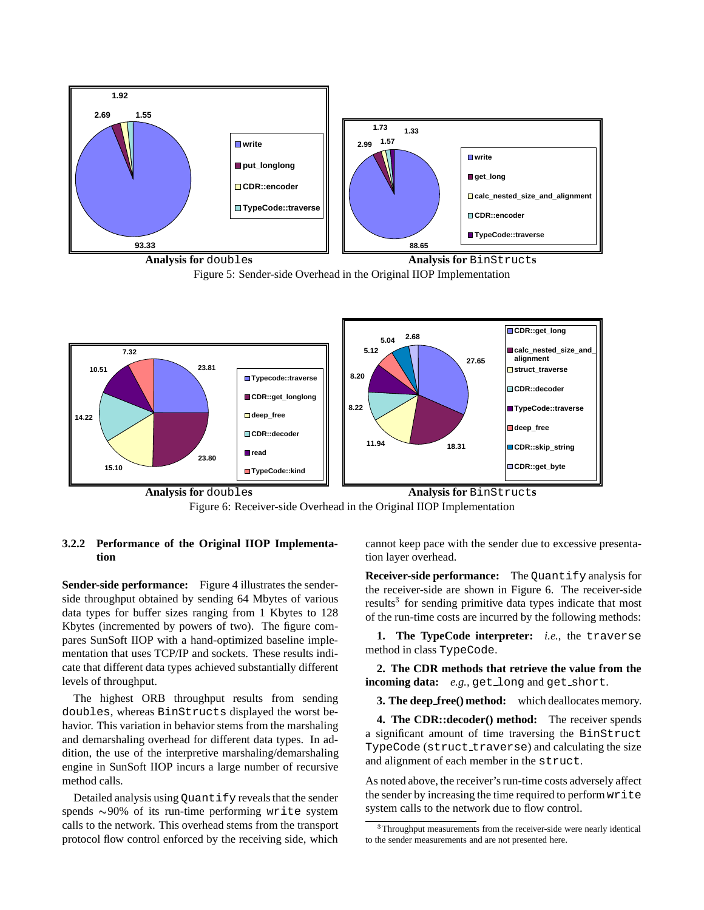Analysis for `doubles`

Analysis for `BinStructs`

Figure 5: Sender-side Overhead in the Original IIOP Implementation

Analysis for `doubles`

Analysis for `BinStructs`

Figure 6: Receiver-side Overhead in the Original IIOP Implementation

#### 3.2.2 Performance of the Original IIOP Implementation

**Sender-side performance:** Figure 4 illustrates the sender-side throughput obtained by sending 64 Mbytes of various data types for buffer sizes ranging from 1 Kbytes to 128 Kbytes (incremented by powers of two). The figure compares SunSoft IIOP with a hand-optimized baseline implementation that uses TCP/IP and sockets. These results indicate that different data types achieved substantially different levels of throughput.

The highest ORB throughput results from sending `doubles`, whereas `BinStructs` displayed the worst behavior. This variation in behavior stems from the marshaling and demarshaling overhead for different data types. In addition, the use of the interpretive marshaling/demarshaling engine in SunSoft IIOP incurs a large number of recursive method calls.

Detailed analysis using `Quantify` reveals that the sender spends ∼90% of its run-time performing `write` system calls to the network. This overhead stems from the transport protocol flow control enforced by the receiving side, which cannot keep pace with the sender due to excessive presentation layer overhead.

**Receiver-side performance:** The `Quantify` analysis for the receiver-side are shown in Figure 6. The receiver-side results[3] for sending primitive data types indicate that most of the run-time costs are incurred by the following methods:

**1. The TypeCode interpreter:** *i.e.*, the `traverse` method in class `TypeCode`.

**2. The CDR methods that retrieve the value from the incoming data:** *e.g.*, `get_long` and `get_short`.

**3. The deep_free() method:** which deallocates memory.

**4. The CDR::decoder() method:** The receiver spends a significant amount of time traversing the `BinStruct` `TypeCode` (`struct_traverse`) and calculating the size and alignment of each member in the `struct`.

As noted above, the receiver's run-time costs adversely affect the sender by increasing the time required to perform `write` system calls to the network due to flow control.

[3] Throughput measurements from the receiver-side were nearly identical to the sender measurements and are not presented here.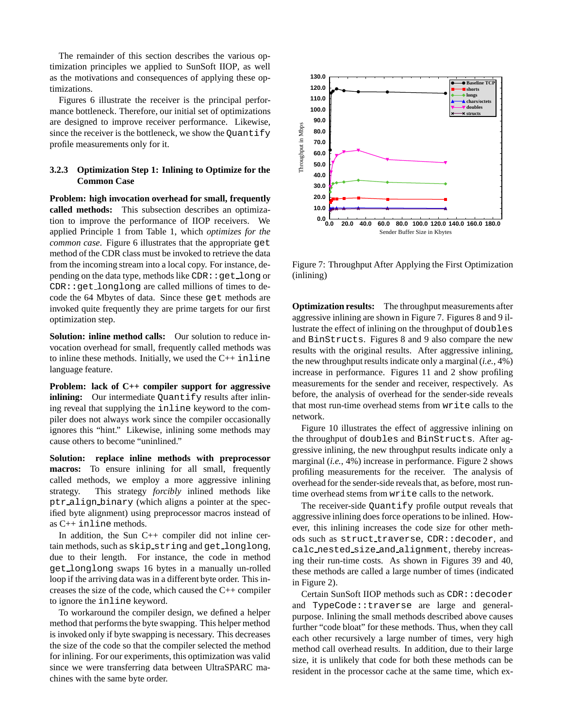The remainder of this section describes the various optimization principles we applied to SunSoft IIOP, as well as the motivations and consequences of applying these optimizations.

Figures 6 illustrate the receiver is the principal performance bottleneck. Therefore, our initial set of optimizations are designed to improve receiver performance. Likewise, since the receiver is the bottleneck, we show the `Quantify` profile measurements only for it.

### 3.2.3 Optimization Step 1: Inlining to Optimize for the Common Case

**Problem: high invocation overhead for small, frequently called methods:** This subsection describes an optimization to improve the performance of IIOP receivers. We applied Principle 1 from Table 1, which *optimizes for the common case*. Figure 6 illustrates that the appropriate `get` method of the CDR class must be invoked to retrieve the data from the incoming stream into a local copy. For instance, depending on the data type, methods like `CDR::get_long` or `CDR::get_longlong` are called millions of times to decode the 64 Mbytes of data. Since these `get` methods are invoked quite frequently they are prime targets for our first optimization step.

**Solution: inline method calls:** Our solution to reduce invocation overhead for small, frequently called methods was to inline these methods. Initially, we used the C++ `inline` language feature.

**Problem: lack of C++ compiler support for aggressive inlining:** Our intermediate `Quantify` results after inlining reveal that supplying the `inline` keyword to the compiler does not always work since the compiler occasionally ignores this "hint." Likewise, inlining some methods may cause others to become "uninlined."

**Solution: replace inline methods with preprocessor macros:** To ensure inlining for all small, frequently called methods, we employ a more aggressive inlining strategy. This strategy *forcibly* inlined methods like `ptr_align_binary` (which aligns a pointer at the specified byte alignment) using preprocessor macros instead of as C++ `inline` methods.

In addition, the Sun C++ compiler did not inline certain methods, such as `skip_string` and `get_longlong`, due to their length. For instance, the code in method `get_longlong` swaps 16 bytes in a manually un-rolled loop if the arriving data was in a different byte order. This increases the size of the code, which caused the C++ compiler to ignore the `inline` keyword.

To workaround the compiler design, we defined a helper method that performs the byte swapping. This helper method is invoked only if byte swapping is necessary. This decreases the size of the code so that the compiler selected the method for inlining. For our experiments, this optimization was valid since we were transferring data between UltraSPARC machines with the same byte order.

Figure 7: Throughput After Applying the First Optimization (inlining)

**Optimization results:** The throughput measurements after aggressive inlining are shown in Figure 7. Figures 8 and 9 illustrate the effect of inlining on the throughput of `doubles` and `BinStructs`. Figures 8 and 9 also compare the new results with the original results. After aggressive inlining, the new throughput results indicate only a marginal (*i.e.*, 4%) increase in performance. Figures 11 and 2 show profiling measurements for the sender and receiver, respectively. As before, the analysis of overhead for the sender-side reveals that most run-time overhead stems from `write` calls to the network.

Figure 10 illustrates the effect of aggressive inlining on the throughput of `doubles` and `BinStructs`. After aggressive inlining, the new throughput results indicate only a marginal (*i.e.*, 4%) increase in performance. Figure 2 shows profiling measurements for the receiver. The analysis of overhead for the sender-side reveals that, as before, most run-time overhead stems from `write` calls to the network.

The receiver-side `Quantify` profile output reveals that aggressive inlining does force operations to be inlined. However, this inlining increases the code size for other methods such as `struct_traverse`, `CDR::decoder`, and `calc_nested_size_and_alignment`, thereby increasing their run-time costs. As shown in Figures 39 and 40, these methods are called a large number of times (indicated in Figure 2).

Certain SunSoft IIOP methods such as `CDR::decoder` and `TypeCode::traverse` are large and general-purpose. Inlining the small methods described above causes further "code bloat" for these methods. Thus, when they call each other recursively a large number of times, very high method call overhead results. In addition, due to their large size, it is unlikely that code for both these methods can be resident in the processor cache at the same time, which ex-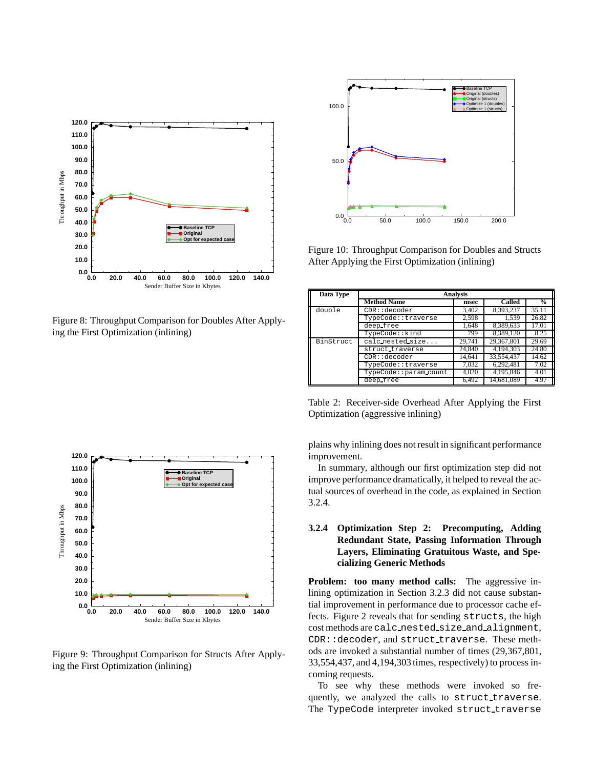Figure 8: Throughput Comparison for Doubles After Applying the First Optimization (inlining)

Figure 9: Throughput Comparison for Structs After Applying the First Optimization (inlining)

Figure 10: Throughput Comparison for Doubles and Structs After Applying the First Optimization (inlining)

| Data Type | Analysis | | | |
|---|---|---|---|---|
| | Method Name | msec | Called | % |
| double | CDR::decoder | 3,402 | 8,393,237 | 35.11 |
| | TypeCode::traverse | 2,598 | 1,539 | 26.82 |
| | deep_free | 1,648 | 8,389,633 | 17.01 |
| | TypeCode::kind | 799 | 8,389,120 | 8.25 |
| BinStruct | calc_nested_size... | 29,741 | 29,367,801 | 29.69 |
| | struct_traverse | 24,840 | 4,194,303 | 24.80 |
| | CDR::decoder | 14,641 | 33,554,437 | 14.62 |
| | TypeCode::traverse | 7,032 | 6,292,481 | 7.02 |
| | TypeCode::param_count | 4,020 | 4,195,846 | 4.01 |
| | deep_free | 6,492 | 14,681,089 | 4.97 |

Table 2: Receiver-side Overhead After Applying the First Optimization (aggressive inlining)

plains why inlining does not result in significant performance improvement.

In summary, although our first optimization step did not improve performance dramatically, it helped to reveal the actual sources of overhead in the code, as explained in Section 3.2.4.

### 3.2.4 Optimization Step 2: Precomputing, Adding Redundant State, Passing Information Through Layers, Eliminating Gratuitous Waste, and Specializing Generic Methods

**Problem: too many method calls:** The aggressive inlining optimization in Section 3.2.3 did not cause substantial improvement in performance due to processor cache effects. Figure 2 reveals that for sending `structs`, the high cost methods are `calc_nested_size_and_alignment`, `CDR::decoder`, and `struct_traverse`. These methods are invoked a substantial number of times (29,367,801, 33,554,437, and 4,194,303 times, respectively) to process incoming requests.

To see why these methods were invoked so frequently, we analyzed the calls to `struct_traverse`. The `TypeCode` interpreter invoked `struct_traverse`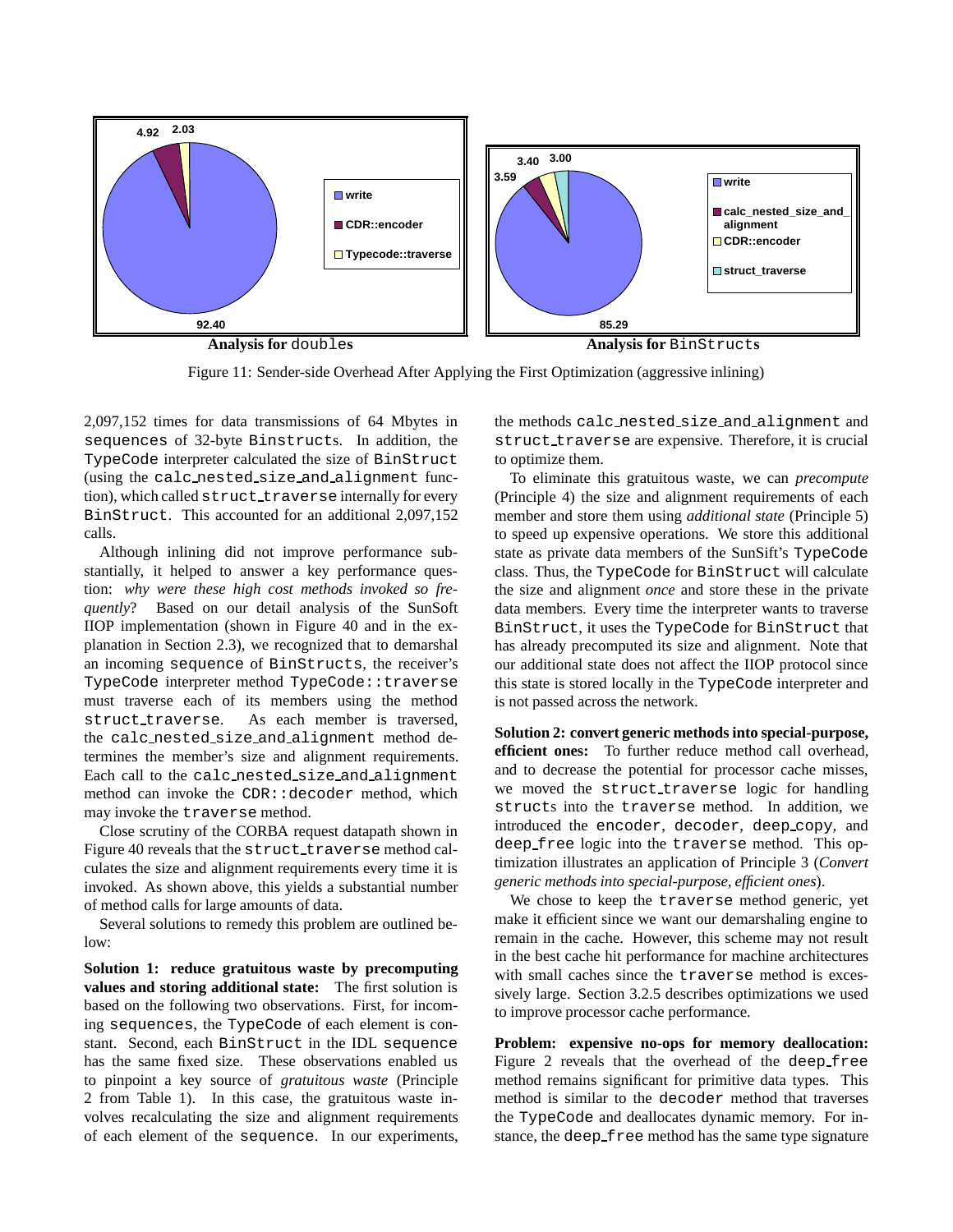Analysis for doubles: write 92.40, CDR::encoder 4.92, Typecode::traverse 2.03

Analysis for BinStructs: write 85.29, calc_nested_size_and_alignment 3.59, CDR::encoder 3.40, struct_traverse 3.00

Figure 11: Sender-side Overhead After Applying the First Optimization (aggressive inlining)

2,097,152 times for data transmissions of 64 Mbytes in sequences of 32-byte Binstructs. In addition, the TypeCode interpreter calculated the size of BinStruct (using the calc_nested_size_and_alignment function), which called struct_traverse internally for every BinStruct. This accounted for an additional 2,097,152 calls.

Although inlining did not improve performance substantially, it helped to answer a key performance question: *why were these high cost methods invoked so frequently*? Based on our detail analysis of the SunSoft IIOP implementation (shown in Figure 40 and in the explanation in Section 2.3), we recognized that to demarshal an incoming sequence of BinStructs, the receiver's TypeCode interpreter method TypeCode::traverse must traverse each of its members using the method struct_traverse. As each member is traversed, the calc_nested_size_and_alignment method determines the member's size and alignment requirements. Each call to the calc_nested_size_and_alignment method can invoke the CDR::decoder method, which may invoke the traverse method.

Close scrutiny of the CORBA request datapath shown in Figure 40 reveals that the struct_traverse method calculates the size and alignment requirements every time it is invoked. As shown above, this yields a substantial number of method calls for large amounts of data.

Several solutions to remedy this problem are outlined below:

**Solution 1: reduce gratuitous waste by precomputing values and storing additional state:** The first solution is based on the following two observations. First, for incoming sequences, the TypeCode of each element is constant. Second, each BinStruct in the IDL sequence has the same fixed size. These observations enabled us to pinpoint a key source of *gratuitous waste* (Principle 2 from Table 1). In this case, the gratuitous waste involves recalculating the size and alignment requirements of each element of the sequence. In our experiments, the methods calc_nested_size_and_alignment and struct_traverse are expensive. Therefore, it is crucial to optimize them.

To eliminate this gratuitous waste, we can *precompute* (Principle 4) the size and alignment requirements of each member and store them using *additional state* (Principle 5) to speed up expensive operations. We store this additional state as private data members of the SunSift's TypeCode class. Thus, the TypeCode for BinStruct will calculate the size and alignment *once* and store these in the private data members. Every time the interpreter wants to traverse BinStruct, it uses the TypeCode for BinStruct that has already precomputed its size and alignment. Note that our additional state does not affect the IIOP protocol since this state is stored locally in the TypeCode interpreter and is not passed across the network.

**Solution 2: convert generic methods into special-purpose, efficient ones:** To further reduce method call overhead, and to decrease the potential for processor cache misses, we moved the struct_traverse logic for handling structs into the traverse method. In addition, we introduced the encoder, decoder, deep_copy, and deep_free logic into the traverse method. This optimization illustrates an application of Principle 3 (*Convert generic methods into special-purpose, efficient ones*).

We chose to keep the traverse method generic, yet make it efficient since we want our demarshaling engine to remain in the cache. However, this scheme may not result in the best cache hit performance for machine architectures with small caches since the traverse method is excessively large. Section 3.2.5 describes optimizations we used to improve processor cache performance.

**Problem: expensive no-ops for memory deallocation:** Figure 2 reveals that the overhead of the deep_free method remains significant for primitive data types. This method is similar to the decoder method that traverses the TypeCode and deallocates dynamic memory. For instance, the deep_free method has the same type signature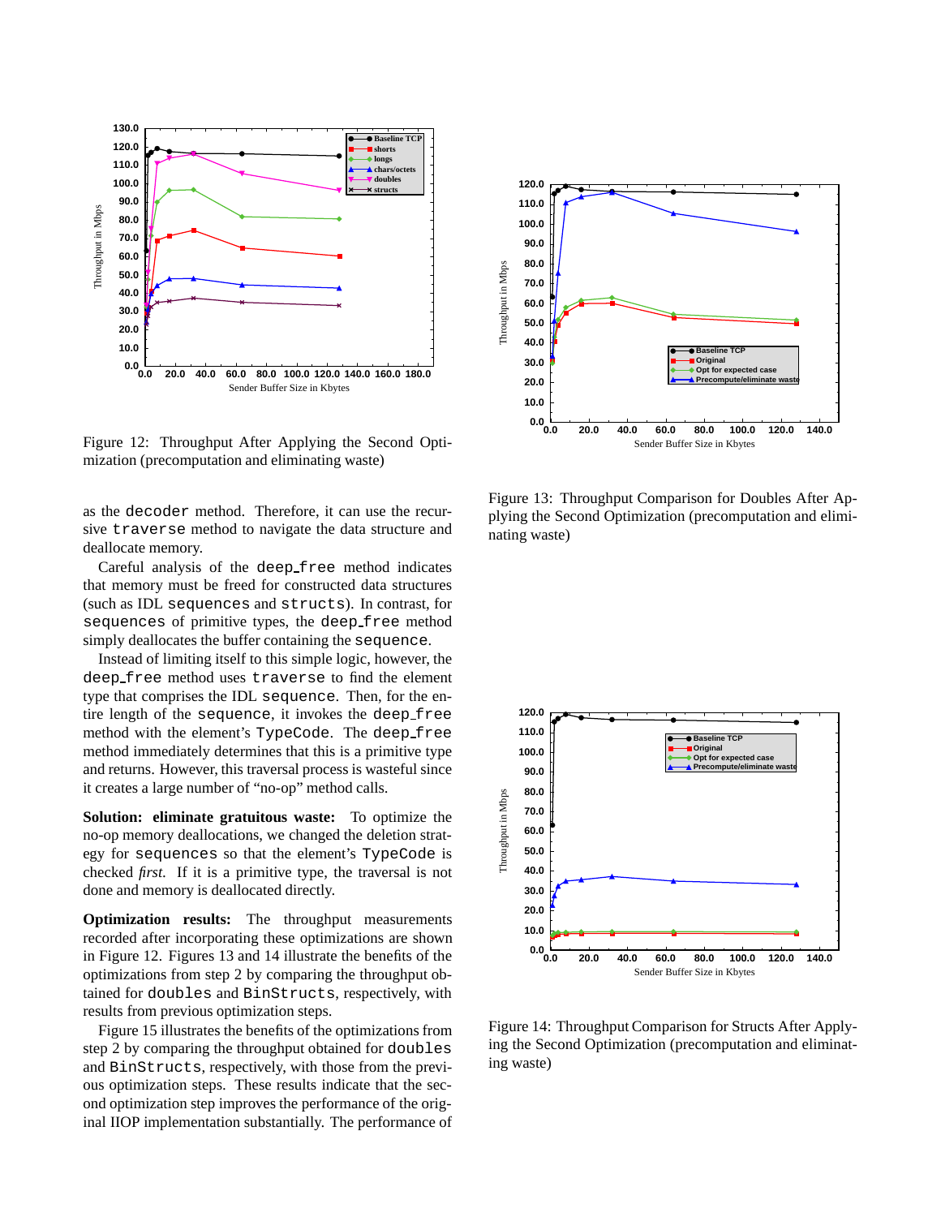Figure 12: Throughput After Applying the Second Optimization (precomputation and eliminating waste)

as the `decoder` method. Therefore, it can use the recursive `traverse` method to navigate the data structure and deallocate memory.

Careful analysis of the `deep_free` method indicates that memory must be freed for constructed data structures (such as IDL `sequences` and `structs`). In contrast, for `sequences` of primitive types, the `deep_free` method simply deallocates the buffer containing the `sequence`.

Instead of limiting itself to this simple logic, however, the `deep_free` method uses `traverse` to find the element type that comprises the IDL `sequence`. Then, for the entire length of the `sequence`, it invokes the `deep_free` method with the element's `TypeCode`. The `deep_free` method immediately determines that this is a primitive type and returns. However, this traversal process is wasteful since it creates a large number of "no-op" method calls.

**Solution: eliminate gratuitous waste:** To optimize the no-op memory deallocations, we changed the deletion strategy for `sequences` so that the element's `TypeCode` is checked *first*. If it is a primitive type, the traversal is not done and the memory is deallocated directly.

**Optimization results:** The throughput measurements recorded after incorporating these optimizations are shown in Figure 12. Figures 13 and 14 illustrate the benefits of the optimizations from step 2 by comparing the throughput obtained for `doubles` and `BinStructs`, respectively, with results from previous optimization steps.

Figure 15 illustrates the benefits of the optimizations from step 2 by comparing the throughput obtained for `doubles` and `BinStructs`, respectively, with those from the previous optimization steps. These results indicate that the second optimization step improves the performance of the original IIOP implementation substantially. The performance of

Figure 13: Throughput Comparison for Doubles After Applying the Second Optimization (precomputation and eliminating waste)

Figure 14: Throughput Comparison for Structs After Applying the Second Optimization (precomputation and eliminating waste)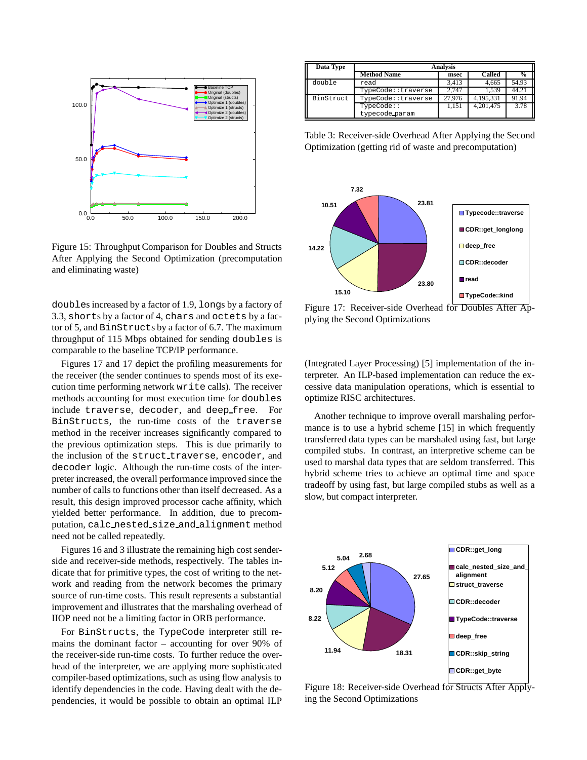Figure 15: Throughput Comparison for Doubles and Structs After Applying the Second Optimization (precomputation and eliminating waste)

doubles increased by a factor of 1.9, longs by a factory of 3.3, shorts by a factor of 4, chars and octets by a factor of 5, and BinStructs by a factor of 6.7. The maximum throughput of 115 Mbps obtained for sending doubles is comparable to the baseline TCP/IP performance.

Figures 17 and 17 depict the profiling measurements for the receiver (the sender continues to spends most of its execution time performing network write calls). The receiver methods accounting for most execution time for doubles include traverse, decoder, and deep_free. For BinStructs, the run-time costs of the traverse method in the receiver increases significantly compared to the previous optimization steps. This is due primarily to the inclusion of the struct_traverse, encoder, and decoder logic. Although the run-time costs of the interpreter increased, the overall performance improved since the number of calls to functions other than itself decreased. As a result, this design improved processor cache affinity, which yielded better performance. In addition, due to precomputation, calc_nested_size_and_alignment method need not be called repeatedly.

Figures 16 and 3 illustrate the remaining high cost sender-side and receiver-side methods, respectively. The tables indicate that for primitive types, the cost of writing to the network and reading from the network becomes the primary source of run-time costs. This result represents a substantial improvement and illustrates that the marshaling overhead of IIOP need not be a limiting factor in ORB performance.

For BinStructs, the TypeCode interpreter still remains the dominant factor – accounting for over 90% of the receiver-side run-time costs. To further reduce the overhead of the interpreter, we are applying more sophisticated compiler-based optimizations, such as using flow analysis to identify dependencies in the code. Having dealt with the dependencies, it would be possible to obtain an optimal ILP

| Data Type | Analysis | | | |
|---|---|---|---|---|
| | Method Name | msec | Called | % |
| double | read | 3,413 | 4,665 | 54.93 |
| | TypeCode::traverse | 2,747 | 1,539 | 44.21 |
| BinStruct | TypeCode::traverse | 27,976 | 4,195,331 | 91.94 |
| | TypeCode::typecode_param | 1,151 | 4,201,475 | 3.78 |

Table 3: Receiver-side Overhead After Applying the Second Optimization (getting rid of waste and precomputation)

Figure 17: Receiver-side Overhead for Doubles After Applying the Second Optimizations

(Integrated Layer Processing) [5] implementation of the interpreter. An ILP-based implementation can reduce the excessive data manipulation operations, which is essential to optimize RISC architectures.

Another technique to improve overall marshaling performance is to use a hybrid scheme [15] in which frequently transferred data types can be marshaled using fast, but large compiled stubs. In contrast, an interpretive scheme can be used to marshal data types that are seldom transferred. This hybrid scheme tries to achieve an optimal time and space tradeoff by using fast, but large compiled stubs as well as a slow, but compact interpreter.

Figure 18: Receiver-side Overhead for Structs After Applying the Second Optimizations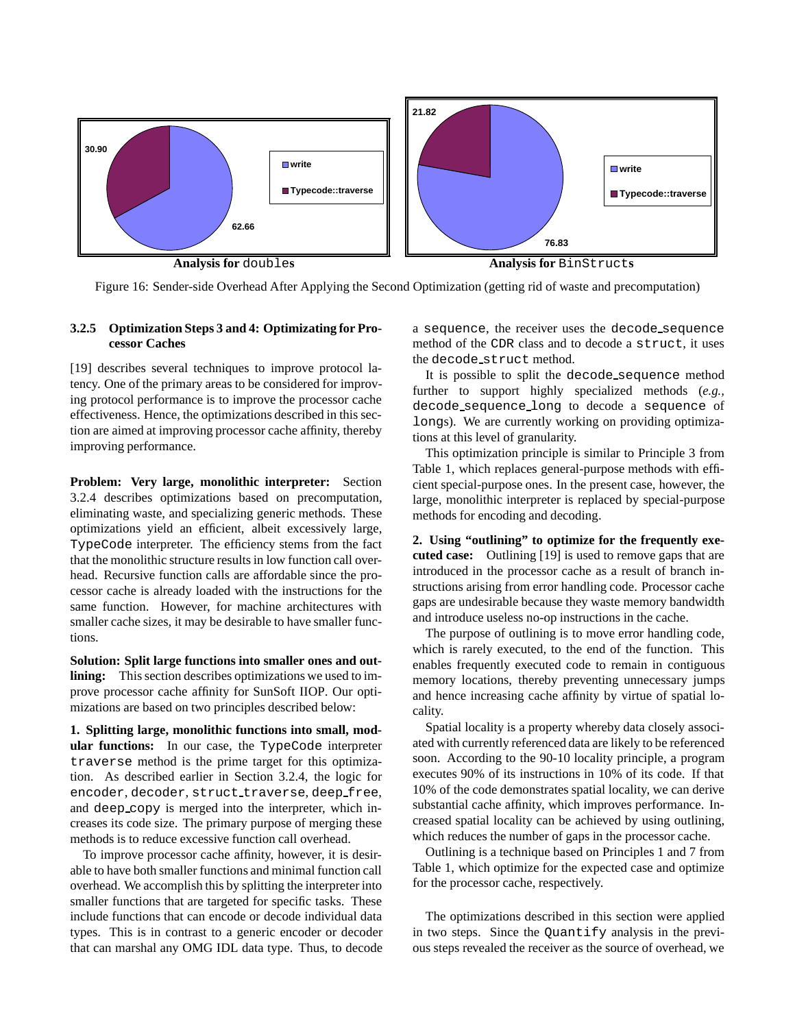Analysis for `doubles` | Analysis for `BinStructs`

Figure 16: Sender-side Overhead After Applying the Second Optimization (getting rid of waste and precomputation)

### 3.2.5 Optimization Steps 3 and 4: Optimizating for Processor Caches

[19] describes several techniques to improve protocol latency. One of the primary areas to be considered for improving protocol performance is to improve the processor cache effectiveness. Hence, the optimizations described in this section are aimed at improving processor cache affinity, thereby improving performance.

**Problem: Very large, monolithic interpreter:** Section 3.2.4 describes optimizations based on precomputation, eliminating waste, and specializing generic methods. These optimizations yield an efficient, albeit excessively large, `TypeCode` interpreter. The efficiency stems from the fact that the monolithic structure results in low function call overhead. Recursive function calls are affordable since the processor cache is already loaded with the instructions for the same function. However, for machine architectures with smaller cache sizes, it may be desirable to have smaller functions.

**Solution: Split large functions into smaller ones and outlining:** This section describes optimizations we used to improve processor cache affinity for SunSoft IIOP. Our optimizations are based on two principles described below:

**1. Splitting large, monolithic functions into small, modular functions:** In our case, the `TypeCode` interpreter `traverse` method is the prime target for this optimization. As described earlier in Section 3.2.4, the logic for `encoder`, `decoder`, `struct_traverse`, `deep_free`, and `deep_copy` is merged into the interpreter, which increases its code size. The primary purpose of merging these methods is to reduce excessive function call overhead.

To improve processor cache affinity, however, it is desirable to have both smaller functions and minimal function call overhead. We accomplish this by splitting the interpreter into smaller functions that are targeted for specific tasks. These include functions that can encode or decode individual data types. This is in contrast to a generic encoder or decoder that can marshal any OMG IDL data type. Thus, to decode a `sequence`, the receiver uses the `decode_sequence` method of the `CDR` class and to decode a `struct`, it uses the `decode_struct` method.

It is possible to split the `decode_sequence` method further to support highly specialized methods (*e.g.*, `decode_sequence_long` to decode a `sequence` of `longs`). We are currently working on providing optimizations at this level of granularity.

This optimization principle is similar to Principle 3 from Table 1, which replaces general-purpose methods with efficient special-purpose ones. In the present case, however, the large, monolithic interpreter is replaced by special-purpose methods for encoding and decoding.

**2. Using "outlining" to optimize for the frequently executed case:** Outlining [19] is used to remove gaps that are introduced in the processor cache as a result of branch instructions arising from error handling code. Processor cache gaps are undesirable because they waste memory bandwidth and introduce useless no-op instructions in the cache.

The purpose of outlining is to move error handling code, which is rarely executed, to the end of the function. This enables frequently executed code to remain in contiguous memory locations, thereby preventing unnecessary jumps and hence increasing cache affinity by virtue of spatial locality.

Spatial locality is a property whereby data closely associated with currently referenced data are likely to be referenced soon. According to the 90-10 locality principle, a program executes 90% of its instructions in 10% of its code. If that 10% of the code demonstrates spatial locality, we can derive substantial cache affinity, which improves performance. Increased spatial locality can be achieved by using outlining, which reduces the number of gaps in the processor cache.

Outlining is a technique based on Principles 1 and 7 from Table 1, which optimize for the expected case and optimize for the processor cache, respectively.

The optimizations described in this section were applied in two steps. Since the `Quantify` analysis in the previous steps revealed the receiver as the source of overhead, we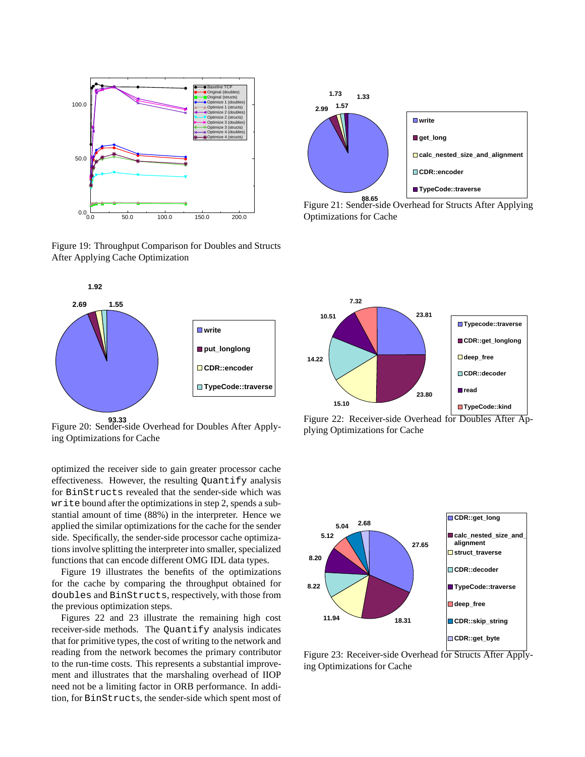Figure 19: Throughput Comparison for Doubles and Structs After Applying Cache Optimization

Figure 21: Sender-side Overhead for Structs After Applying Optimizations for Cache

Figure 20: Sender-side Overhead for Doubles After Applying Optimizations for Cache

Figure 22: Receiver-side Overhead for Doubles After Applying Optimizations for Cache

Figure 23: Receiver-side Overhead for Structs After Applying Optimizations for Cache

optimized the receiver side to gain greater processor cache effectiveness. However, the resulting `Quantify` analysis for `BinStructs` revealed that the sender-side which was `write` bound after the optimizations in step 2, spends a substantial amount of time (88%) in the interpreter. Hence we applied the similar optimizations for the cache for the sender side. Specifically, the sender-side processor cache optimizations involve splitting the interpreter into smaller, specialized functions that can encode different OMG IDL data types.

Figure 19 illustrates the benefits of the optimizations for the cache by comparing the throughput obtained for `doubles` and `BinStructs`, respectively, with those from the previous optimization steps.

Figures 22 and 23 illustrate the remaining high cost receiver-side methods. The `Quantify` analysis indicates that for primitive types, the cost of writing to the network and reading from the network becomes the primary contributor to the run-time costs. This represents a substantial improvement and illustrates that the marshaling overhead of IIOP need not be a limiting factor in ORB performance. In addition, for `BinStructs`, the sender-side which spent most of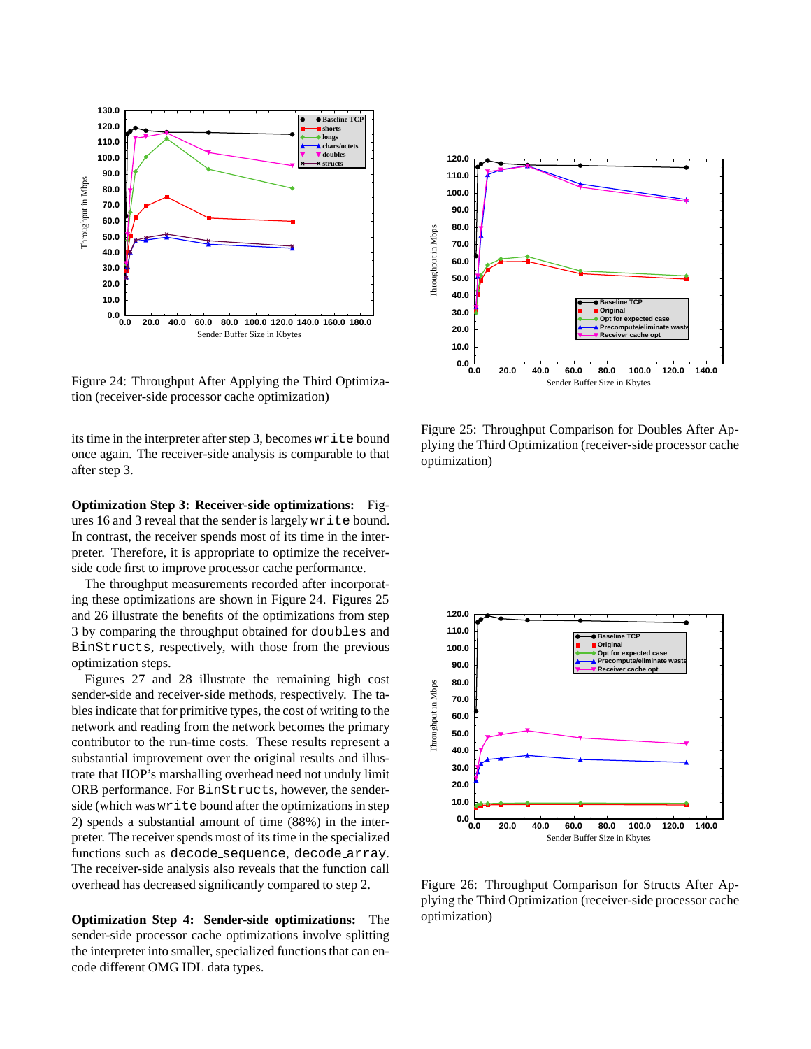Figure 24: Throughput After Applying the Third Optimization (receiver-side processor cache optimization)

its time in the interpreter after step 3, becomes write bound once again. The receiver-side analysis is comparable to that after step 3.

**Optimization Step 3: Receiver-side optimizations:** Figures 16 and 3 reveal that the sender is largely write bound. In contrast, the receiver spends most of its time in the interpreter. Therefore, it is appropriate to optimize the receiver-side code first to improve processor cache performance.

The throughput measurements recorded after incorporating these optimizations are shown in Figure 24. Figures 25 and 26 illustrate the benefits of the optimizations from step 3 by comparing the throughput obtained for doubles and BinStructs, respectively, with those from the previous optimization steps.

Figures 27 and 28 illustrate the remaining high cost sender-side and receiver-side methods, respectively. The tables indicate that for primitive types, the cost of writing to the network and reading from the network becomes the primary contributor to the run-time costs. These results represent a substantial improvement over the original results and illustrate that IIOP's marshalling overhead need not unduly limit ORB performance. For BinStructs, however, the sender-side (which was write bound after the optimizations in step 2) spends a substantial amount of time (88%) in the interpreter. The receiver spends most of its time in the specialized functions such as decode_sequence, decode_array. The receiver-side analysis also reveals that the function call overhead has decreased significantly compared to step 2.

**Optimization Step 4: Sender-side optimizations:** The sender-side processor cache optimizations involve splitting the interpreter into smaller, specialized functions that can encode different OMG IDL data types.

Figure 25: Throughput Comparison for Doubles After Applying the Third Optimization (receiver-side processor cache optimization)

Figure 26: Throughput Comparison for Structs After Applying the Third Optimization (receiver-side processor cache optimization)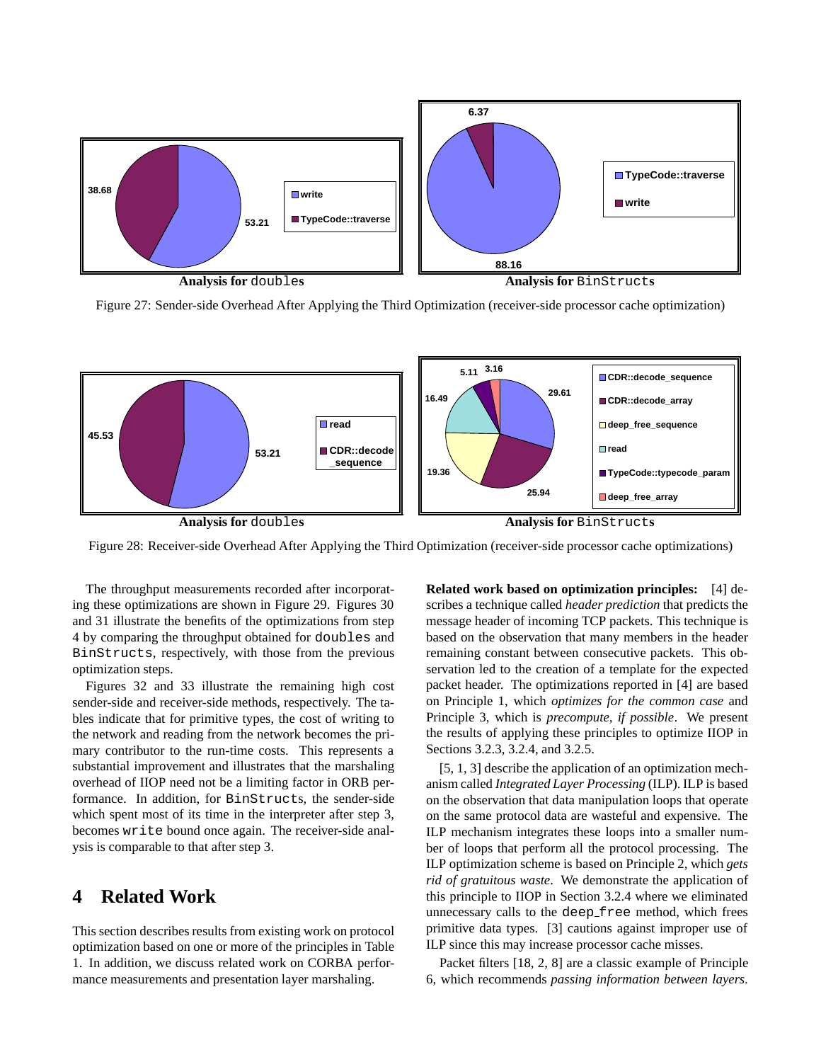Analysis for `doubles` — Analysis for `BinStructs`

Figure 27: Sender-side Overhead After Applying the Third Optimization (receiver-side processor cache optimization)

Analysis for `doubles` — Analysis for `BinStructs`

Figure 28: Receiver-side Overhead After Applying the Third Optimization (receiver-side processor cache optimizations)

The throughput measurements recorded after incorporating these optimizations are shown in Figure 29. Figures 30 and 31 illustrate the benefits of the optimizations from step 4 by comparing the throughput obtained for `doubles` and `BinStructs`, respectively, with those from the previous optimization steps.

Figures 32 and 33 illustrate the remaining high cost sender-side and receiver-side methods, respectively. The tables indicate that for primitive types, the cost of writing to the network and reading from the network becomes the primary contributor to the run-time costs. This represents a substantial improvement and illustrates that the marshaling overhead of IIOP need not be a limiting factor in ORB performance. In addition, for `BinStructs`, the sender-side which spent most of its time in the interpreter after step 3, becomes `write` bound once again. The receiver-side analysis is comparable to that after step 3.

# 4 Related Work

This section describes results from existing work on protocol optimization based on one or more of the principles in Table 1. In addition, we discuss related work on CORBA performance measurements and presentation layer marshaling.

**Related work based on optimization principles:** [4] describes a technique called *header prediction* that predicts the message header of incoming TCP packets. This technique is based on the observation that many members in the header remaining constant between consecutive packets. This observation led to the creation of a template for the expected packet header. The optimizations reported in [4] are based on Principle 1, which *optimizes for the common case* and Principle 3, which is *precompute, if possible*. We present the results of applying these principles to optimize IIOP in Sections 3.2.3, 3.2.4, and 3.2.5.

[5, 1, 3] describe the application of an optimization mechanism called *Integrated Layer Processing* (ILP). ILP is based on the observation that data manipulation loops that operate on the same protocol data are wasteful and expensive. The ILP mechanism integrates these loops into a smaller number of loops that perform all the protocol processing. The ILP optimization scheme is based on Principle 2, which *gets rid of gratuitous waste*. We demonstrate the application of this principle to IIOP in Section 3.2.4 where we eliminated unnecessary calls to the `deep_free` method, which frees primitive data types. [3] cautions against improper use of ILP since this may increase processor cache misses.

Packet filters [18, 2, 8] are a classic example of Principle 6, which recommends *passing information between layers*.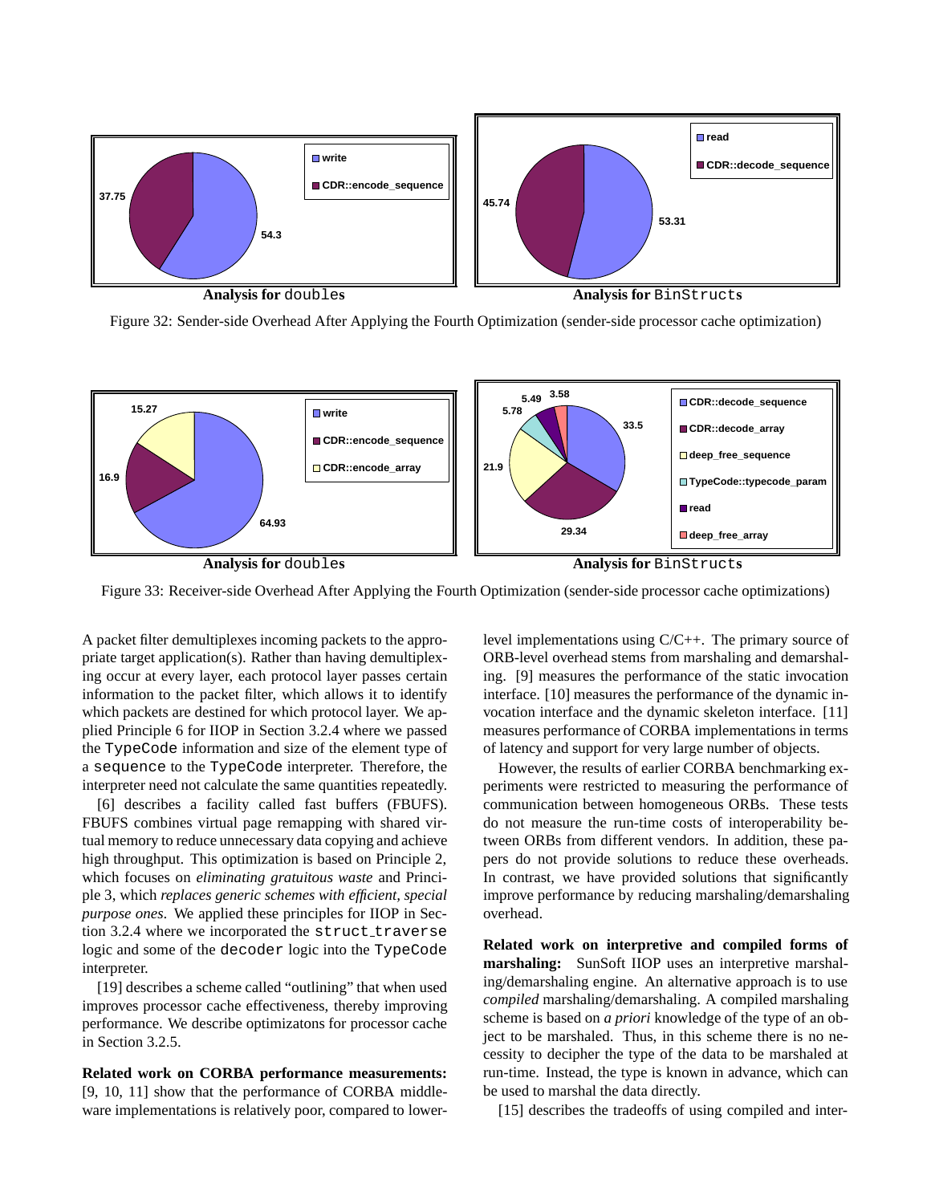Analysis for doubles

Analysis for BinStructs

Figure 32: Sender-side Overhead After Applying the Fourth Optimization (sender-side processor cache optimization)

Analysis for doubles

Analysis for BinStructs

Figure 33: Receiver-side Overhead After Applying the Fourth Optimization (sender-side processor cache optimizations)

A packet filter demultiplexes incoming packets to the appropriate target application(s). Rather than having demultiplexing occur at every layer, each protocol layer passes certain information to the packet filter, which allows it to identify which packets are destined for which protocol layer. We applied Principle 6 for IIOP in Section 3.2.4 where we passed the `TypeCode` information and size of the element type of a `sequence` to the `TypeCode` interpreter. Therefore, the interpreter need not calculate the same quantities repeatedly.

[6] describes a facility called fast buffers (FBUFS). FBUFS combines virtual page remapping with shared virtual memory to reduce unnecessary data copying and achieve high throughput. This optimization is based on Principle 2, which focuses on *eliminating gratuitous waste* and Principle 3, which *replaces generic schemes with efficient, special purpose ones*. We applied these principles for IIOP in Section 3.2.4 where we incorporated the `struct_traverse` logic and some of the `decoder` logic into the `TypeCode` interpreter.

[19] describes a scheme called "outlining" that when used improves processor cache effectiveness, thereby improving performance. We describe optimizatons for processor cache in Section 3.2.5.

**Related work on CORBA performance measurements:** [9, 10, 11] show that the performance of CORBA middleware implementations is relatively poor, compared to lower-level implementations using C/C++. The primary source of ORB-level overhead stems from marshaling and demarshaling. [9] measures the performance of the static invocation interface. [10] measures the performance of the dynamic invocation interface and the dynamic skeleton interface. [11] measures performance of CORBA implementations in terms of latency and support for very large number of objects.

However, the results of earlier CORBA benchmarking experiments were restricted to measuring the performance of communication between homogeneous ORBs. These tests do not measure the run-time costs of interoperability between ORBs from different vendors. In addition, these papers do not provide solutions to reduce these overheads. In contrast, we have provided solutions that significantly improve performance by reducing marshaling/demarshaling overhead.

**Related work on interpretive and compiled forms of marshaling:** SunSoft IIOP uses an interpretive marshaling/demarshaling engine. An alternative approach is to use *compiled* marshaling/demarshaling. A compiled marshaling scheme is based on *a priori* knowledge of the type of an object to be marshaled. Thus, in this scheme there is no necessity to decipher the type of the data to be marshaled at run-time. Instead, the type is known in advance, which can be used to marshal the data directly.

[15] describes the tradeoffs of using compiled and inter-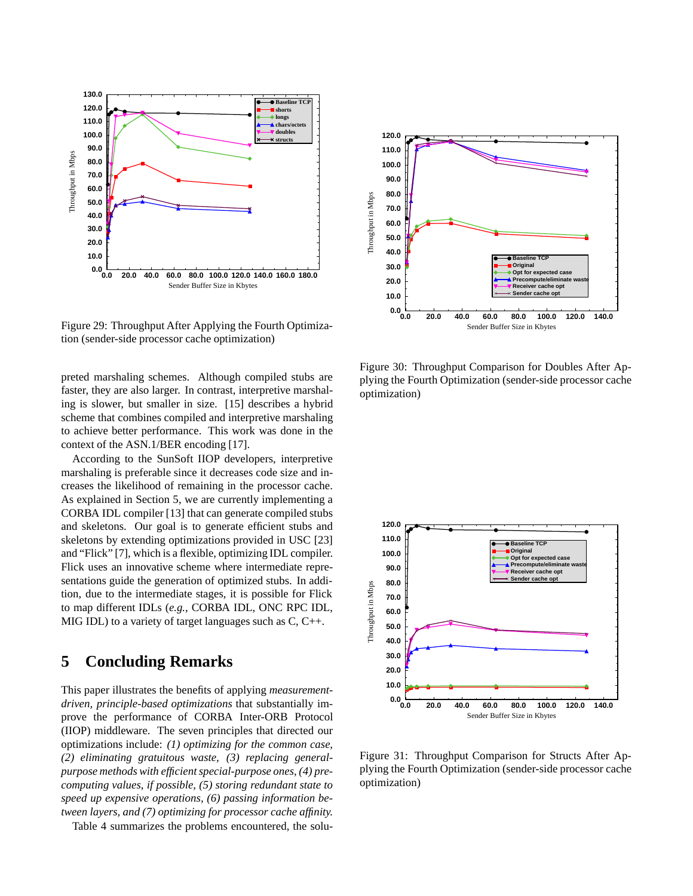Figure 29: Throughput After Applying the Fourth Optimization (sender-side processor cache optimization)

Figure 30: Throughput Comparison for Doubles After Applying the Fourth Optimization (sender-side processor cache optimization)

preted marshaling schemes. Although compiled stubs are faster, they are also larger. In contrast, interpretive marshaling is slower, but smaller in size. [15] describes a hybrid scheme that combines compiled and interpretive marshaling to achieve better performance. This work was done in the context of the ASN.1/BER encoding [17].

According to the SunSoft IIOP developers, interpretive marshaling is preferable since it decreases code size and increases the likelihood of remaining in the processor cache. As explained in Section 5, we are currently implementing a CORBA IDL compiler [13] that can generate compiled stubs and skeletons. Our goal is to generate efficient stubs and skeletons by extending optimizations provided in USC [23] and "Flick" [7], which is a flexible, optimizing IDL compiler. Flick uses an innovative scheme where intermediate representations guide the generation of optimized stubs. In addition, due to the intermediate stages, it is possible for Flick to map different IDLs (*e.g.,* CORBA IDL, ONC RPC IDL, MIG IDL) to a variety of target languages such as C, C++.

Figure 31: Throughput Comparison for Structs After Applying the Fourth Optimization (sender-side processor cache optimization)

# 5 Concluding Remarks

This paper illustrates the benefits of applying *measurement-driven, principle-based optimizations* that substantially improve the performance of CORBA Inter-ORB Protocol (IIOP) middleware. The seven principles that directed our optimizations include: *(1) optimizing for the common case, (2) eliminating gratuitous waste, (3) replacing general-purpose methods with efficient special-purpose ones, (4) precomputing values, if possible, (5) storing redundant state to speed up expensive operations, (6) passing information between layers, and (7) optimizing for processor cache affinity.*

Table 4 summarizes the problems encountered, the solu-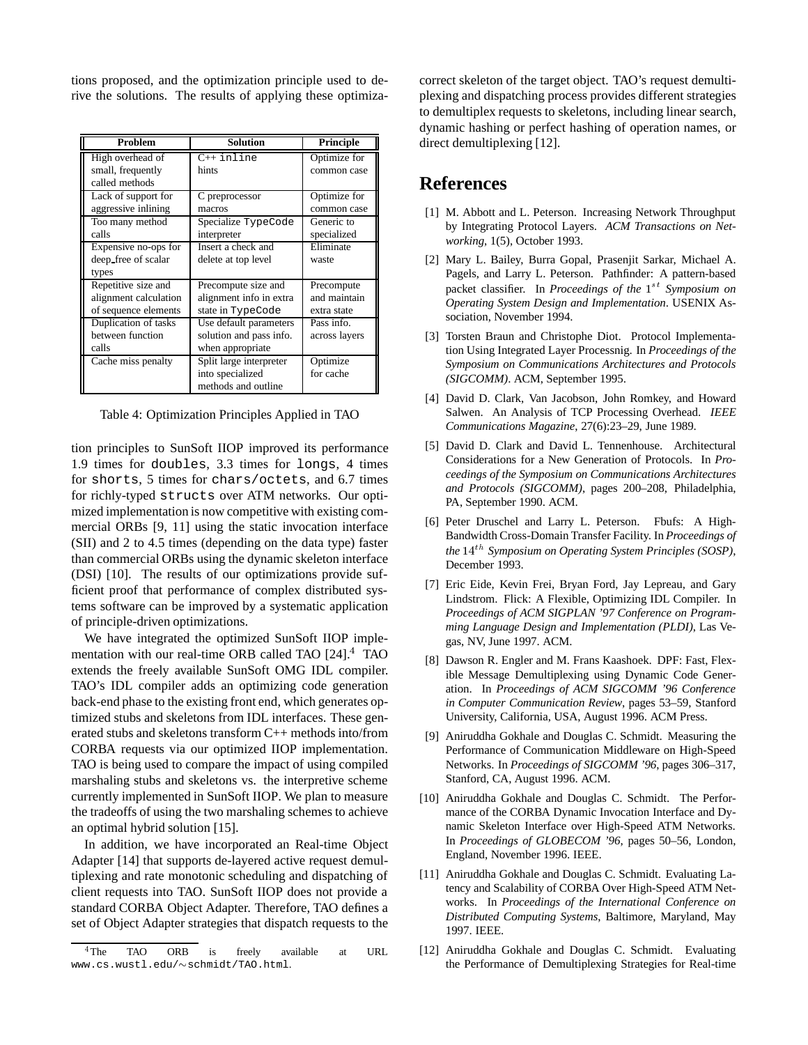tions proposed, and the optimization principle used to derive the solutions. The results of applying these optimiza-

| Problem | Solution | Principle |
|---|---|---|
| High overhead of small, frequently called methods | C++ `inline` hints | Optimize for common case |
| Lack of support for aggressive inlining | C preprocessor macros | Optimize for common case |
| Too many method calls | Specialize `TypeCode` interpreter | Generic to specialized |
| Expensive no-ops for deep_free of scalar types | Insert a check and delete at top level | Eliminate waste |
| Repetitive size and alignment calculation of sequence elements | Precompute size and alignment info in extra state in `TypeCode` | Precompute and maintain extra state |
| Duplication of tasks between function calls | Use default parameters solution and pass info. when appropriate | Pass info. across layers |
| Cache miss penalty | Split large interpreter into specialized methods and outline | Optimize for cache |

Table 4: Optimization Principles Applied in TAO

tion principles to SunSoft IIOP improved its performance 1.9 times for `doubles`, 3.3 times for `longs`, 4 times for `shorts`, 5 times for `chars/octets`, and 6.7 times for richly-typed `structs` over ATM networks. Our optimized implementation is now competitive with existing commercial ORBs [9, 11] using the static invocation interface (SII) and 2 to 4.5 times (depending on the data type) faster than commercial ORBs using the dynamic skeleton interface (DSI) [10]. The results of our optimizations provide sufficient proof that performance of complex distributed systems software can be improved by a systematic application of principle-driven optimizations.

We have integrated the optimized SunSoft IIOP implementation with our real-time ORB called TAO [24].[4] TAO extends the freely available SunSoft OMG IDL compiler. TAO's IDL compiler adds an optimizing code generation back-end phase to the existing front end, which generates optimized stubs and skeletons from IDL interfaces. These generated stubs and skeletons transform C++ methods into/from CORBA requests via our optimized IIOP implementation. TAO is being used to compare the impact of using compiled marshaling stubs and skeletons vs. the interpretive scheme currently implemented in SunSoft IIOP. We plan to measure the tradeoffs of using the two marshaling schemes to achieve an optimal hybrid solution [15].

In addition, we have incorporated an Real-time Object Adapter [14] that supports de-layered active request demultiplexing and rate monotonic scheduling and dispatching of client requests into TAO. SunSoft IIOP does not provide a standard CORBA Object Adapter. Therefore, TAO defines a set of Object Adapter strategies that dispatch requests to the correct skeleton of the target object. TAO's request demultiplexing and dispatching process provides different strategies to demultiplex requests to skeletons, including linear search, dynamic hashing or perfect hashing of operation names, or direct demultiplexing [12].

[4] The TAO ORB is freely available at URL `www.cs.wustl.edu/~schmidt/TAO.html`.

## References

[1] M. Abbott and L. Peterson. Increasing Network Throughput by Integrating Protocol Layers. *ACM Transactions on Networking*, 1(5), October 1993.

[2] Mary L. Bailey, Burra Gopal, Prasenjit Sarkar, Michael A. Pagels, and Larry L. Peterson. Pathfinder: A pattern-based packet classifier. In *Proceedings of the* $1^{st}$ *Symposium on Operating System Design and Implementation*. USENIX Association, November 1994.

[3] Torsten Braun and Christophe Diot. Protocol Implementation Using Integrated Layer Processnig. In *Proceedings of the Symposium on Communications Architectures and Protocols (SIGCOMM)*. ACM, September 1995.

[4] David D. Clark, Van Jacobson, John Romkey, and Howard Salwen. An Analysis of TCP Processing Overhead. *IEEE Communications Magazine*, 27(6):23–29, June 1989.

[5] David D. Clark and David L. Tennenhouse. Architectural Considerations for a New Generation of Protocols. In *Proceedings of the Symposium on Communications Architectures and Protocols (SIGCOMM)*, pages 200–208, Philadelphia, PA, September 1990. ACM.

[6] Peter Druschel and Larry L. Peterson. Fbufs: A High-Bandwidth Cross-Domain Transfer Facility. In *Proceedings of the* $14^{th}$ *Symposium on Operating System Principles (SOSP)*, December 1993.

[7] Eric Eide, Kevin Frei, Bryan Ford, Jay Lepreau, and Gary Lindstrom. Flick: A Flexible, Optimizing IDL Compiler. In *Proceedings of ACM SIGPLAN '97 Conference on Programming Language Design and Implementation (PLDI)*, Las Vegas, NV, June 1997. ACM.

[8] Dawson R. Engler and M. Frans Kaashoek. DPF: Fast, Flexible Message Demultiplexing using Dynamic Code Generation. In *Proceedings of ACM SIGCOMM '96 Conference in Computer Communication Review*, pages 53–59, Stanford University, California, USA, August 1996. ACM Press.

[9] Aniruddha Gokhale and Douglas C. Schmidt. Measuring the Performance of Communication Middleware on High-Speed Networks. In *Proceedings of SIGCOMM '96*, pages 306–317, Stanford, CA, August 1996. ACM.

[10] Aniruddha Gokhale and Douglas C. Schmidt. The Performance of the CORBA Dynamic Invocation Interface and Dynamic Skeleton Interface over High-Speed ATM Networks. In *Proceedings of GLOBECOM '96*, pages 50–56, London, England, November 1996. IEEE.

[11] Aniruddha Gokhale and Douglas C. Schmidt. Evaluating Latency and Scalability of CORBA Over High-Speed ATM Networks. In *Proceedings of the International Conference on Distributed Computing Systems*, Baltimore, Maryland, May 1997. IEEE.

[12] Aniruddha Gokhale and Douglas C. Schmidt. Evaluating the Performance of Demultiplexing Strategies for Real-time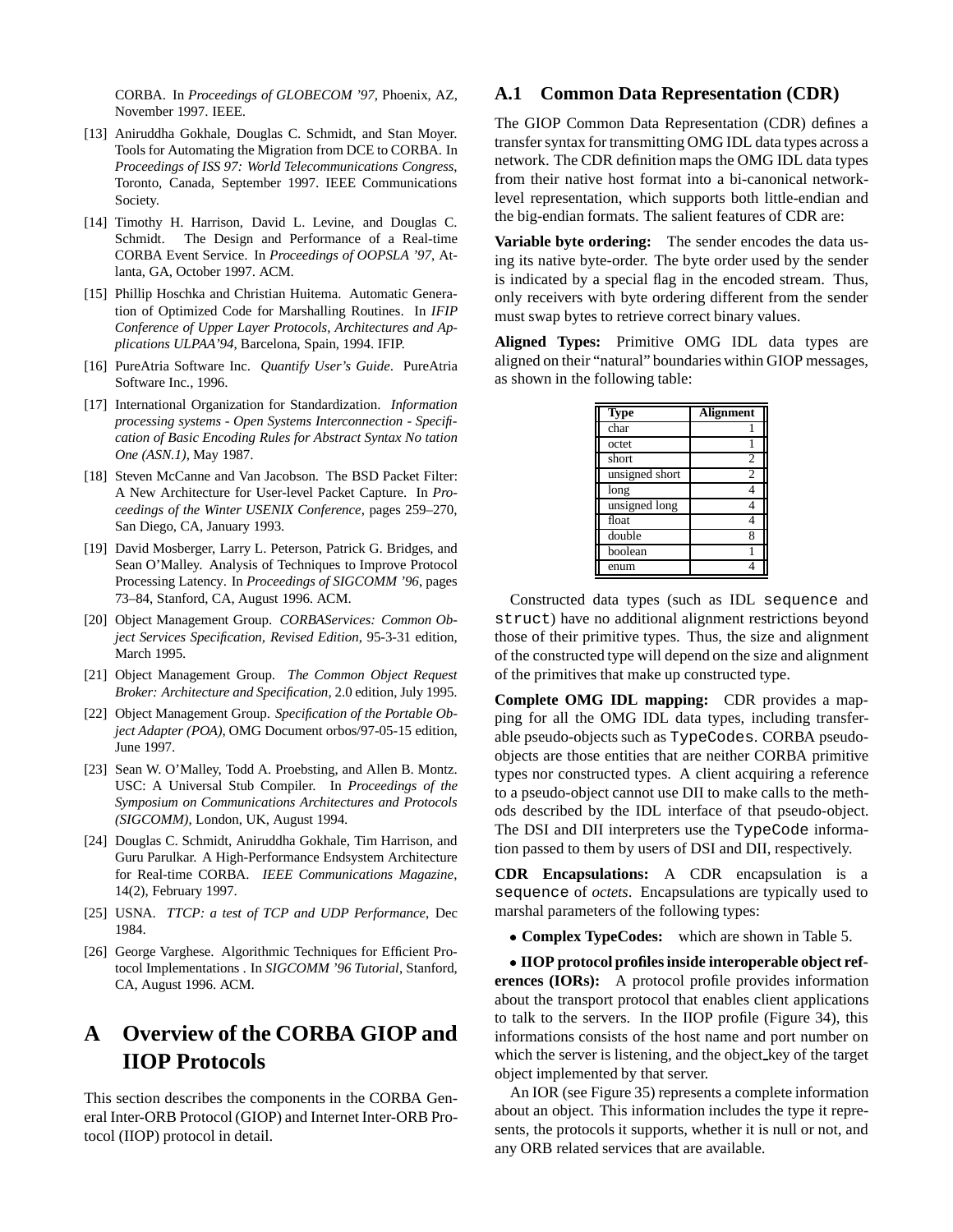CORBA. In *Proceedings of GLOBECOM '97*, Phoenix, AZ, November 1997. IEEE.

[13] Aniruddha Gokhale, Douglas C. Schmidt, and Stan Moyer. Tools for Automating the Migration from DCE to CORBA. In *Proceedings of ISS 97: World Telecommunications Congress*, Toronto, Canada, September 1997. IEEE Communications Society.

[14] Timothy H. Harrison, David L. Levine, and Douglas C. Schmidt. The Design and Performance of a Real-time CORBA Event Service. In *Proceedings of OOPSLA '97*, Atlanta, GA, October 1997. ACM.

[15] Phillip Hoschka and Christian Huitema. Automatic Generation of Optimized Code for Marshalling Routines. In *IFIP Conference of Upper Layer Protocols, Architectures and Applications ULPAA'94*, Barcelona, Spain, 1994. IFIP.

[16] PureAtria Software Inc. *Quantify User's Guide*. PureAtria Software Inc., 1996.

[17] International Organization for Standardization. *Information processing systems - Open Systems Interconnection - Specification of Basic Encoding Rules for Abstract Syntax No tation One (ASN.1)*, May 1987.

[18] Steven McCanne and Van Jacobson. The BSD Packet Filter: A New Architecture for User-level Packet Capture. In *Proceedings of the Winter USENIX Conference*, pages 259–270, San Diego, CA, January 1993.

[19] David Mosberger, Larry L. Peterson, Patrick G. Bridges, and Sean O'Malley. Analysis of Techniques to Improve Protocol Processing Latency. In *Proceedings of SIGCOMM '96*, pages 73–84, Stanford, CA, August 1996. ACM.

[20] Object Management Group. *CORBAServices: Common Object Services Specification, Revised Edition*, 95-3-31 edition, March 1995.

[21] Object Management Group. *The Common Object Request Broker: Architecture and Specification*, 2.0 edition, July 1995.

[22] Object Management Group. *Specification of the Portable Object Adapter (POA)*, OMG Document orbos/97-05-15 edition, June 1997.

[23] Sean W. O'Malley, Todd A. Proebsting, and Allen B. Montz. USC: A Universal Stub Compiler. In *Proceedings of the Symposium on Communications Architectures and Protocols (SIGCOMM)*, London, UK, August 1994.

[24] Douglas C. Schmidt, Aniruddha Gokhale, Tim Harrison, and Guru Parulkar. A High-Performance Endsystem Architecture for Real-time CORBA. *IEEE Communications Magazine*, 14(2), February 1997.

[25] USNA. *TTCP: a test of TCP and UDP Performance*, Dec 1984.

[26] George Varghese. Algorithmic Techniques for Efficient Protocol Implementations . In *SIGCOMM '96 Tutorial*, Stanford, CA, August 1996. ACM.

# A Overview of the CORBA GIOP and IIOP Protocols

This section describes the components in the CORBA General Inter-ORB Protocol (GIOP) and Internet Inter-ORB Protocol (IIOP) protocol in detail.

## A.1 Common Data Representation (CDR)

The GIOP Common Data Representation (CDR) defines a transfer syntax for transmitting OMG IDL data types across a network. The CDR definition maps the OMG IDL data types from their native host format into a bi-canonical network-level representation, which supports both little-endian and the big-endian formats. The salient features of CDR are:

**Variable byte ordering:** The sender encodes the data using its native byte-order. The byte order used by the sender is indicated by a special flag in the encoded stream. Thus, only receivers with byte ordering different from the sender must swap bytes to retrieve correct binary values.

**Aligned Types:** Primitive OMG IDL data types are aligned on their "natural" boundaries within GIOP messages, as shown in the following table:

| Type | Alignment |
|---|---|
| char | 1 |
| octet | 1 |
| short | 2 |
| unsigned short | 2 |
| long | 4 |
| unsigned long | 4 |
| float | 4 |
| double | 8 |
| boolean | 1 |
| enum | 4 |

Constructed data types (such as IDL `sequence` and `struct`) have no additional alignment restrictions beyond those of their primitive types. Thus, the size and alignment of the constructed type will depend on the size and alignment of the primitives that make up constructed type.

**Complete OMG IDL mapping:** CDR provides a mapping for all the OMG IDL data types, including transferable pseudo-objects such as `TypeCodes`. CORBA pseudo-objects are those entities that are neither CORBA primitive types nor constructed types. A client acquiring a reference to a pseudo-object cannot use DII to make calls to the methods described by the IDL interface of that pseudo-object. The DSI and DII interpreters use the `TypeCode` information passed to them by users of DSI and DII, respectively.

**CDR Encapsulations:** A CDR encapsulation is a `sequence` of *octets*. Encapsulations are typically used to marshal parameters of the following types:

- **Complex TypeCodes:** which are shown in Table 5.
- **IIOP protocol profiles inside interoperable object references (IORs):** A protocol profile provides information about the transport protocol that enables client applications to talk to the servers. In the IIOP profile (Figure 34), this informations consists of the host name and port number on which the server is listening, and the object_key of the target object implemented by that server.

An IOR (see Figure 35) represents a complete information about an object. This information includes the type it represents, the protocols it supports, whether it is null or not, and any ORB related services that are available.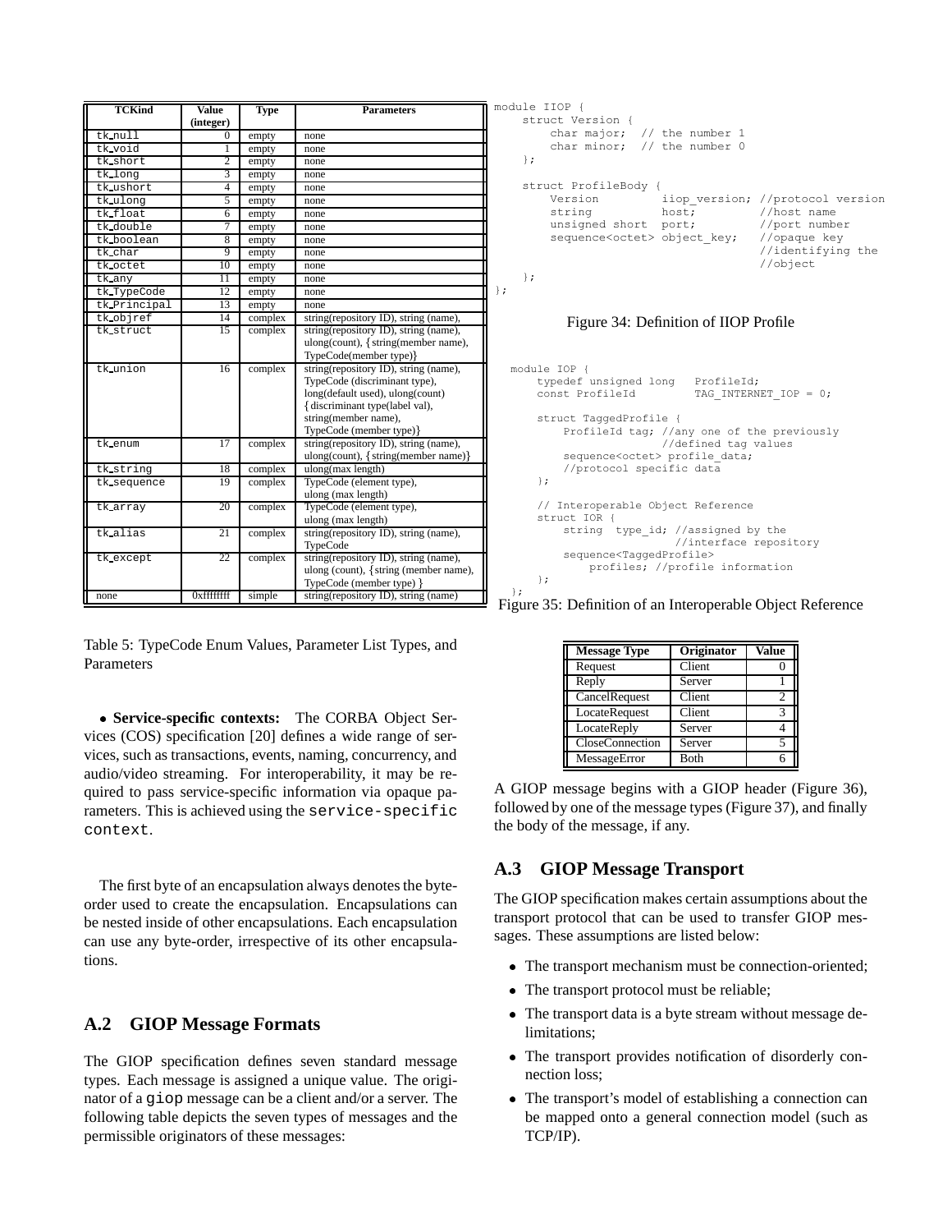| TCKind | Value (integer) | Type | Parameters |
|---|---|---|---|
| tk_null | 0 | empty | none |
| tk_void | 1 | empty | none |
| tk_short | 2 | empty | none |
| tk_long | 3 | empty | none |
| tk_ushort | 4 | empty | none |
| tk_ulong | 5 | empty | none |
| tk_float | 6 | empty | none |
| tk_double | 7 | empty | none |
| tk_boolean | 8 | empty | none |
| tk_char | 9 | empty | none |
| tk_octet | 10 | empty | none |
| tk_any | 11 | empty | none |
| tk_TypeCode | 12 | empty | none |
| tk_Principal | 13 | empty | none |
| tk_objref | 14 | complex | string(repository ID), string (name), |
| tk_struct | 15 | complex | string(repository ID), string (name), ulong(count), {string(member name), TypeCode(member type)} |
| tk_union | 16 | complex | string(repository ID), string (name), TypeCode (discriminant type), long(default used), ulong(count) {discriminant type(label val), string(member name), TypeCode (member type)} |
| tk_enum | 17 | complex | string(repository ID), string (name), ulong(count), {string(member name)} |
| tk_string | 18 | complex | ulong(max length) |
| tk_sequence | 19 | complex | TypeCode (element type), ulong (max length) |
| tk_array | 20 | complex | TypeCode (element type), ulong (max length) |
| tk_alias | 21 | complex | string(repository ID), string (name), TypeCode |
| tk_except | 22 | complex | string(repository ID), string (name), ulong (count), {string (member name), TypeCode (member type) } |
| none | 0xffffffff | simple | string(repository ID), string (name) |

Table 5: TypeCode Enum Values, Parameter List Types, and Parameters

- **Service-specific contexts:** The CORBA Object Services (COS) specification [20] defines a wide range of services, such as transactions, events, naming, concurrency, and audio/video streaming. For interoperability, it may be required to pass service-specific information via opaque parameters. This is achieved using the `service-specific context`.

The first byte of an encapsulation always denotes the byte-order used to create the encapsulation. Encapsulations can be nested inside of other encapsulations. Each encapsulation can use any byte-order, irrespective of its other encapsulations.

## A.2 GIOP Message Formats

The GIOP specification defines seven standard message types. Each message is assigned a unique value. The originator of a `giop` message can be a client and/or a server. The following table depicts the seven types of messages and the permissible originators of these messages:

```
module IIOP {
    struct Version {
        char major;  // the number 1
        char minor;  // the number 0
    };

    struct ProfileBody {
        Version          iiop_version; //protocol version
        string           host;         //host name
        unsigned short   port;         //port number
        sequence<octet> object_key;    //opaque key
                                       //identifying the
                                       //object
    };
};
```

Figure 34: Definition of IIOP Profile

```
module IOP {
    typedef unsigned long   ProfileId;
    const ProfileId         TAG_INTERNET_IOP = 0;

    struct TaggedProfile {
        ProfileId tag; //any one of the previously
                       //defined tag values
        sequence<octet> profile_data;
        //protocol specific data
    };

    // Interoperable Object Reference
    struct IOR {
        string  type_id; //assigned by the
                         //interface repository
        sequence<TaggedProfile>
            profiles; //profile information
    };
};
```

Figure 35: Definition of an Interoperable Object Reference

| Message Type | Originator | Value |
|---|---|---|
| Request | Client | 0 |
| Reply | Server | 1 |
| CancelRequest | Client | 2 |
| LocateRequest | Client | 3 |
| LocateReply | Server | 4 |
| CloseConnection | Server | 5 |
| MessageError | Both | 6 |

A GIOP message begins with a GIOP header (Figure 36), followed by one of the message types (Figure 37), and finally the body of the message, if any.

## A.3 GIOP Message Transport

The GIOP specification makes certain assumptions about the transport protocol that can be used to transfer GIOP messages. These assumptions are listed below:

- The transport mechanism must be connection-oriented;
- The transport protocol must be reliable;
- The transport data is a byte stream without message delimitations;
- The transport provides notification of disorderly connection loss;
- The transport's model of establishing a connection can be mapped onto a general connection model (such as TCP/IP).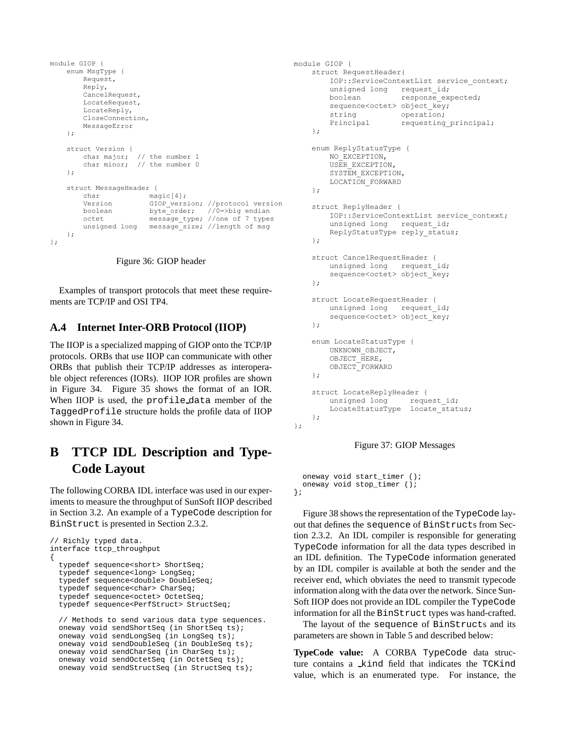```
module GIOP {
    enum MsgType {
        Request,
        Reply,
        CancelRequest,
        LocateRequest,
        LocateReply,
        CloseConnection,
        MessageError
    };

    struct Version {
        char major;  // the number 1
        char minor;  // the number 0
    };

    struct MessageHeader {
        char            magic[4];
        Version         GIOP_version; //protocol version
        boolean         byte_order;   //0=>big endian
        octet           message_type; //one of 7 types
        unsigned long   message_size; //length of msg
    };
};
```

Figure 36: GIOP header

Examples of transport protocols that meet these requirements are TCP/IP and OSI TP4.

### A.4 Internet Inter-ORB Protocol (IIOP)

The IIOP is a specialized mapping of GIOP onto the TCP/IP protocols. ORBs that use IIOP can communicate with other ORBs that publish their TCP/IP addresses as interoperable object references (IORs). IIOP IOR profiles are shown in Figure 34. Figure 35 shows the format of an IOR. When IIOP is used, the `profile_data` member of the `TaggedProfile` structure holds the profile data of IIOP shown in Figure 34.

```
module GIOP {
    struct RequestHeader{
        IOP::ServiceContextList service_context;
        unsigned long   request_id;
        boolean         response_expected;
        sequence<octet> object_key;
        string          operation;
        Principal       requesting_principal;
    };

    enum ReplyStatusType {
        NO_EXCEPTION,
        USER_EXCEPTION,
        SYSTEM_EXCEPTION,
        LOCATION_FORWARD
    };

    struct ReplyHeader {
        IOP::ServiceContextList service_context;
        unsigned long   request_id;
        ReplyStatusType reply_status;
    };

    struct CancelRequestHeader {
        unsigned long   request_id;
        sequence<octet> object_key;
    };

    struct LocateRequestHeader {
        unsigned long   request_id;
        sequence<octet> object_key;
    };

    enum LocateStatusType {
        UNKNOWN_OBJECT,
        OBJECT_HERE,
        OBJECT_FORWARD
    };

    struct LocateReplyHeader {
        unsigned long     request_id;
        LocateStatusType  locate_status;
    };
};
```

Figure 37: GIOP Messages

## B TTCP IDL Description and TypeCode Layout

The following CORBA IDL interface was used in our experiments to measure the throughput of SunSoft IIOP described in Section 3.2. An example of a `TypeCode` description for `BinStruct` is presented in Section 2.3.2.

```
// Richly typed data.
interface ttcp_throughput
{
  typedef sequence<short> ShortSeq;
  typedef sequence<long> LongSeq;
  typedef sequence<double> DoubleSeq;
  typedef sequence<char> CharSeq;
  typedef sequence<octet> OctetSeq;
  typedef sequence<PerfStruct> StructSeq;

  // Methods to send various data type sequences.
  oneway void sendShortSeq (in ShortSeq ts);
  oneway void sendLongSeq (in LongSeq ts);
  oneway void sendDoubleSeq (in DoubleSeq ts);
  oneway void sendCharSeq (in CharSeq ts);
  oneway void sendOctetSeq (in OctetSeq ts);
  oneway void sendStructSeq (in StructSeq ts);

  oneway void start_timer ();
  oneway void stop_timer ();
};
```

Figure 38 shows the representation of the `TypeCode` layout that defines the `sequence` of `BinStruct`s from Section 2.3.2. An IDL compiler is responsible for generating `TypeCode` information for all the data types described in an IDL definition. The `TypeCode` information generated by an IDL compiler is available at both the sender and the receiver end, which obviates the need to transmit typecode information along with the data over the network. Since SunSoft IIOP does not provide an IDL compiler the `TypeCode` information for all the `BinStruct` types was hand-crafted.

The layout of the `sequence` of `BinStruct`s and its parameters are shown in Table 5 and described below:

**TypeCode value:** A CORBA `TypeCode` data structure contains a `_kind` field that indicates the `TCKind` value, which is an enumerated type. For instance, the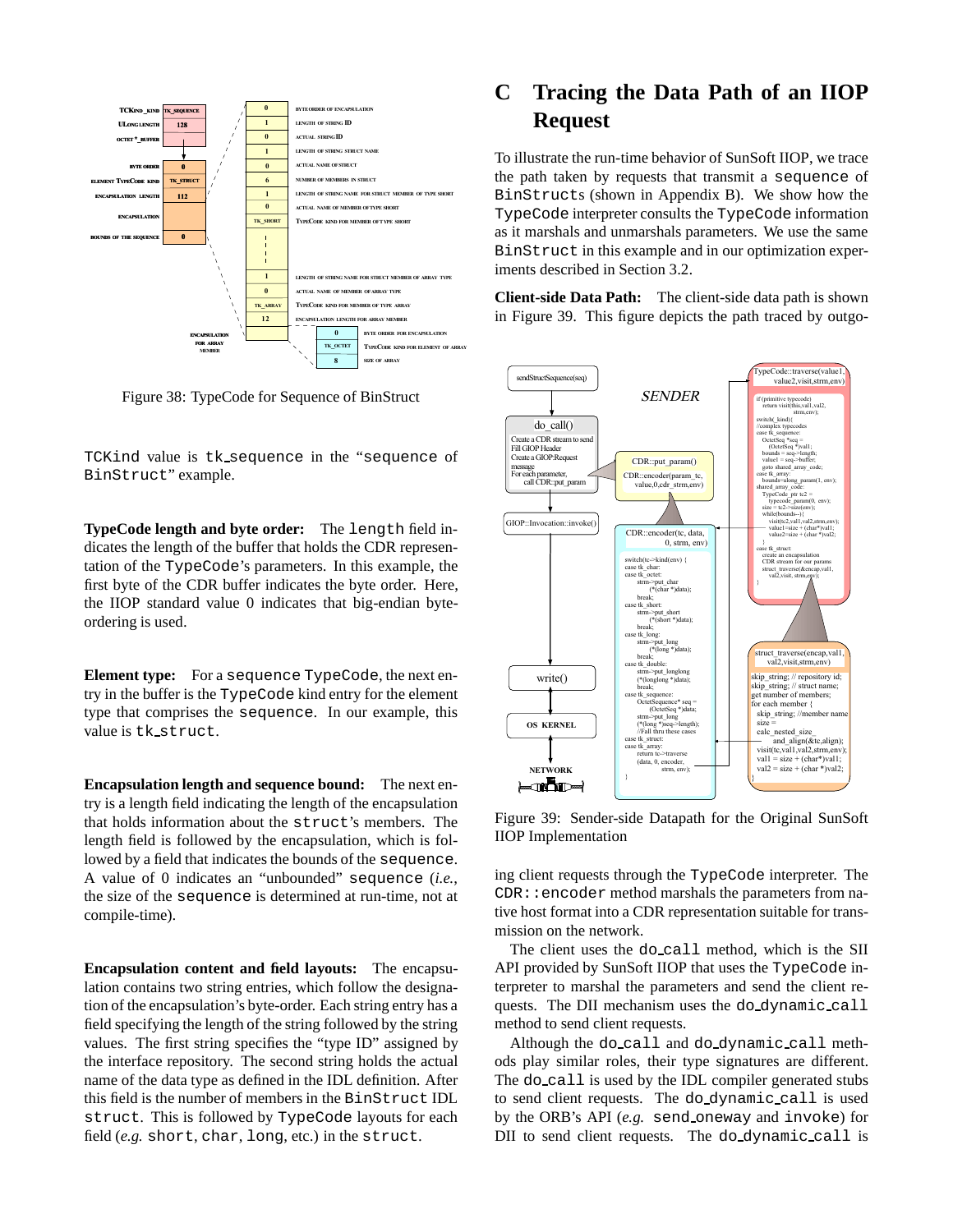Figure 38: TypeCode for Sequence of BinStruct

TCKind value is tk_sequence in the "sequence of BinStruct" example.

**TypeCode length and byte order:** The length field indicates the length of the buffer that holds the CDR representation of the TypeCode's parameters. In this example, the first byte of the CDR buffer indicates the byte order. Here, the IIOP standard value 0 indicates that big-endian byte-ordering is used.

**Element type:** For a sequence TypeCode, the next entry in the buffer is the TypeCode kind entry for the element type that comprises the sequence. In our example, this value is tk_struct.

**Encapsulation length and sequence bound:** The next entry is a length field indicating the length of the encapsulation that holds information about the struct's members. The length field is followed by the encapsulation, which is followed by a field that indicates the bounds of the sequence. A value of 0 indicates an "unbounded" sequence (*i.e.*, the size of the sequence is determined at run-time, not at compile-time).

**Encapsulation content and field layouts:** The encapsulation contains two string entries, which follow the designation of the encapsulation's byte-order. Each string entry has a field specifying the length of the string followed by the string values. The first string specifies the "type ID" assigned by the interface repository. The second string holds the actual name of the data type as defined in the IDL definition. After this field is the number of members in the BinStruct IDL struct. This is followed by TypeCode layouts for each field (*e.g.* short, char, long, etc.) in the struct.

# C Tracing the Data Path of an IIOP Request

To illustrate the run-time behavior of SunSoft IIOP, we trace the path taken by requests that transmit a sequence of BinStructs (shown in Appendix B). We show how the TypeCode interpreter consults the TypeCode information as it marshals and unmarshals parameters. We use the same BinStruct in this example and in our optimization experiments described in Section 3.2.

**Client-side Data Path:** The client-side data path is shown in Figure 39. This figure depicts the path traced by outgoing client requests through the TypeCode interpreter. The CDR::encoder method marshals the parameters from native host format into a CDR representation suitable for transmission on the network.

Figure 39: Sender-side Datapath for the Original SunSoft IIOP Implementation

The client uses the do_call method, which is the SII API provided by SunSoft IIOP that uses the TypeCode interpreter to marshal the parameters and send the client requests. The DII mechanism uses the do_dynamic_call method to send client requests.

Although the do_call and do_dynamic_call methods play similar roles, their type signatures are different. The do_call is used by the IDL compiler generated stubs to send client requests. The do_dynamic_call is used by the ORB's API (*e.g.* send_oneway and invoke) for DII to send client requests. The do_dynamic_call is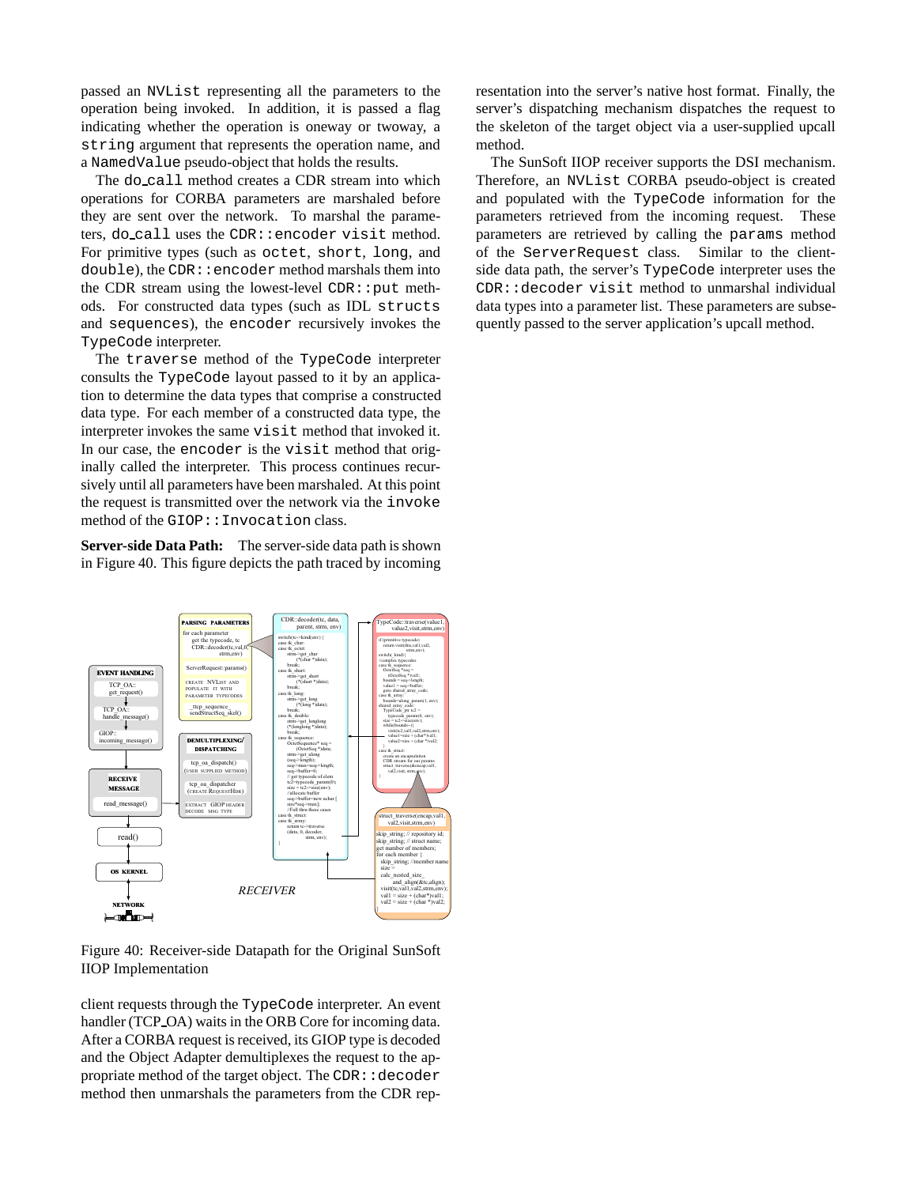passed an NVList representing all the parameters to the operation being invoked. In addition, it is passed a flag indicating whether the operation is oneway or twoway, a string argument that represents the operation name, and a NamedValue pseudo-object that holds the results.

The do_call method creates a CDR stream into which operations for CORBA parameters are marshaled before they are sent over the network. To marshal the parameters, do_call uses the CDR::encoder visit method. For primitive types (such as octet, short, long, and double), the CDR::encoder method marshals them into the CDR stream using the lowest-level CDR::put methods. For constructed data types (such as IDL structs and sequences), the encoder recursively invokes the TypeCode interpreter.

The traverse method of the TypeCode interpreter consults the TypeCode layout passed to it by an application to determine the data types that comprise a constructed data type. For each member of a constructed data type, the interpreter invokes the same visit method that invoked it. In our case, the encoder is the visit method that originally called the interpreter. This process continues recursively until all parameters have been marshaled. At this point the request is transmitted over the network via the invoke method of the GIOP::Invocation class.

**Server-side Data Path:** The server-side data path is shown in Figure 40. This figure depicts the path traced by incoming client requests through the TypeCode interpreter. An event handler (TCP_OA) waits in the ORB Core for incoming data. After a CORBA request is received, its GIOP type is decoded and the Object Adapter demultiplexes the request to the appropriate method of the target object. The CDR::decoder method then unmarshals the parameters from the CDR representation into the server's native host format. Finally, the server's dispatching mechanism dispatches the request to the skeleton of the target object via a user-supplied upcall method.

Figure 40: Receiver-side Datapath for the Original SunSoft IIOP Implementation

The SunSoft IIOP receiver supports the DSI mechanism. Therefore, an NVList CORBA pseudo-object is created and populated with the TypeCode information for the parameters retrieved from the incoming request. These parameters are retrieved by calling the params method of the ServerRequest class. Similar to the client-side data path, the server's TypeCode interpreter uses the CDR::decoder visit method to unmarshal individual data types into a parameter list. These parameters are subsequently passed to the server application's upcall method.